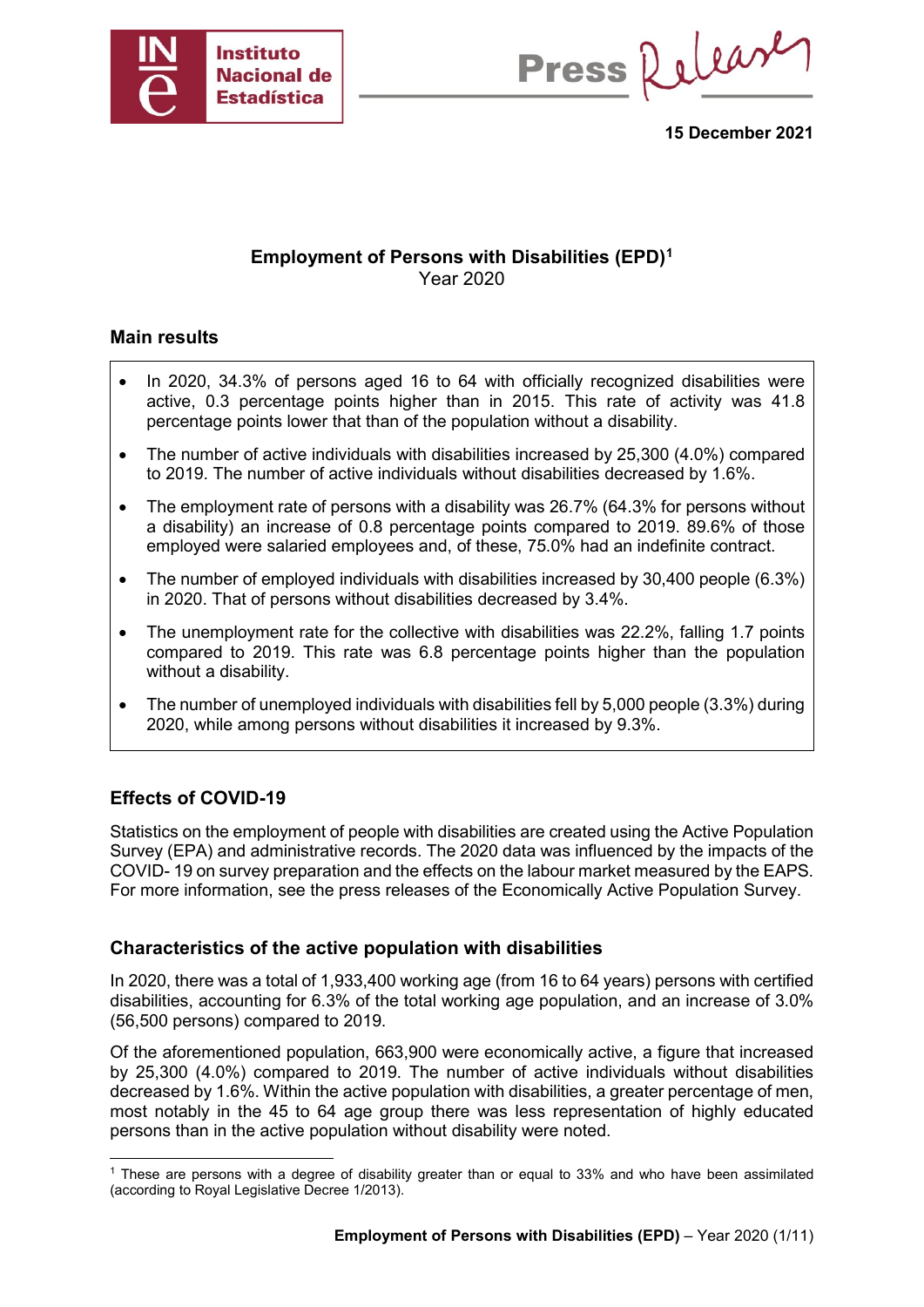Instituto Nacional de Estadística

Press Release

**15 December 2021**

## Employment of Persons with Disabilities (EPD)[1]

Year 2020

### Main results

- In 2020, 34.3% of persons aged 16 to 64 with officially recognized disabilities were active, 0.3 percentage points higher than in 2015. This rate of activity was 41.8 percentage points lower that than of the population without a disability.
- The number of active individuals with disabilities increased by 25,300 (4.0%) compared to 2019. The number of active individuals without disabilities decreased by 1.6%.
- The employment rate of persons with a disability was 26.7% (64.3% for persons without a disability) an increase of 0.8 percentage points compared to 2019. 89.6% of those employed were salaried employees and, of these, 75.0% had an indefinite contract.
- The number of employed individuals with disabilities increased by 30,400 people (6.3%) in 2020. That of persons without disabilities decreased by 3.4%.
- The unemployment rate for the collective with disabilities was 22.2%, falling 1.7 points compared to 2019. This rate was 6.8 percentage points higher than the population without a disability.
- The number of unemployed individuals with disabilities fell by 5,000 people (3.3%) during 2020, while among persons without disabilities it increased by 9.3%.

### Effects of COVID-19

Statistics on the employment of people with disabilities are created using the Active Population Survey (EPA) and administrative records. The 2020 data was influenced by the impacts of the COVID- 19 on survey preparation and the effects on the labour market measured by the EAPS. For more information, see the press releases of the Economically Active Population Survey.

### Characteristics of the active population with disabilities

In 2020, there was a total of 1,933,400 working age (from 16 to 64 years) persons with certified disabilities, accounting for 6.3% of the total working age population, and an increase of 3.0% (56,500 persons) compared to 2019.

Of the aforementioned population, 663,900 were economically active, a figure that increased by 25,300 (4.0%) compared to 2019. The number of active individuals without disabilities decreased by 1.6%. Within the active population with disabilities, a greater percentage of men, most notably in the 45 to 64 age group there was less representation of highly educated persons than in the active population without disability were noted.

[1] These are persons with a degree of disability greater than or equal to 33% and who have been assimilated (according to Royal Legislative Decree 1/2013).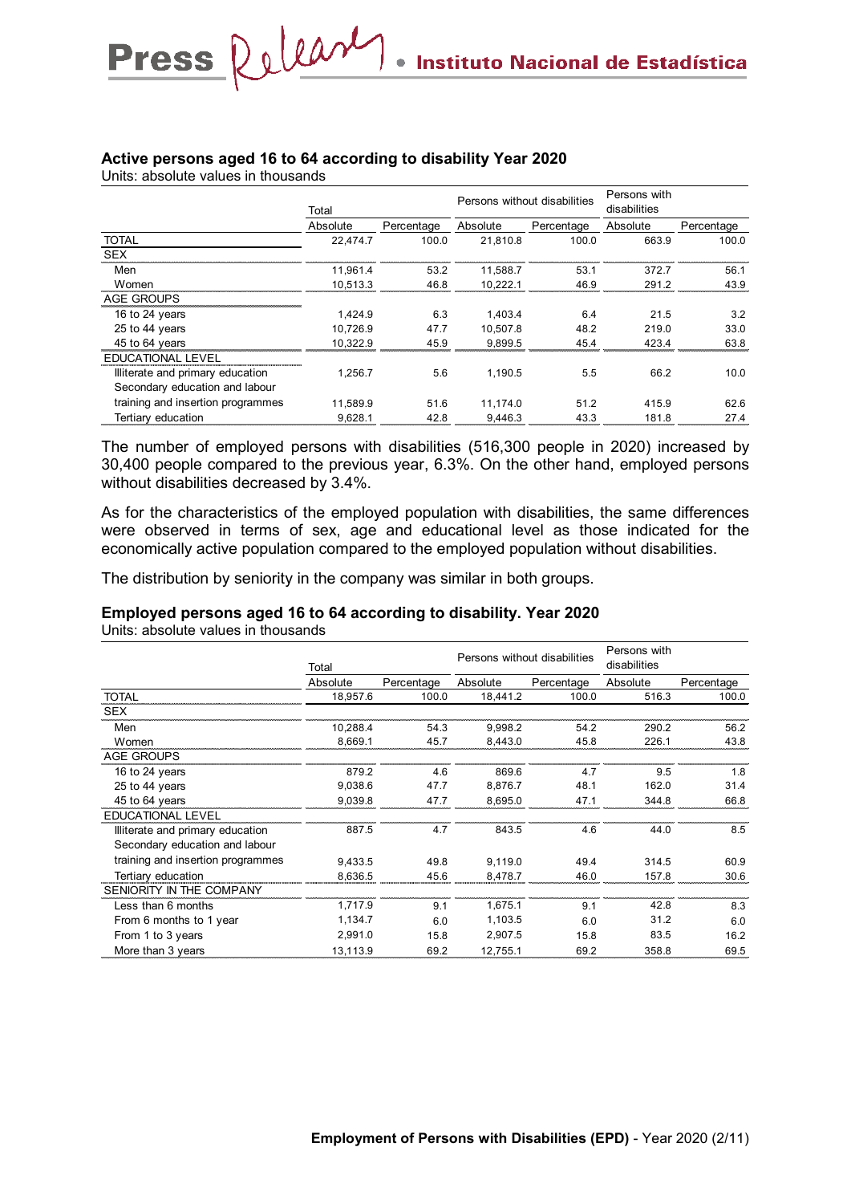**Active persons aged 16 to 64 according to disability Year 2020**

Units: absolute values in thousands

| | Total | | Persons without disabilities | | Persons with disabilities | |
|---|---|---|---|---|---|---|
| | Absolute | Percentage | Absolute | Percentage | Absolute | Percentage |
| TOTAL | 22,474.7 | 100.0 | 21,810.8 | 100.0 | 663.9 | 100.0 |
| SEX | | | | | | |
| Men | 11,961.4 | 53.2 | 11,588.7 | 53.1 | 372.7 | 56.1 |
| Women | 10,513.3 | 46.8 | 10,222.1 | 46.9 | 291.2 | 43.9 |
| AGE GROUPS | | | | | | |
| 16 to 24 years | 1,424.9 | 6.3 | 1,403.4 | 6.4 | 21.5 | 3.2 |
| 25 to 44 years | 10,726.9 | 47.7 | 10,507.8 | 48.2 | 219.0 | 33.0 |
| 45 to 64 years | 10,322.9 | 45.9 | 9,899.5 | 45.4 | 423.4 | 63.8 |
| EDUCATIONAL LEVEL | | | | | | |
| Illiterate and primary education | 1,256.7 | 5.6 | 1,190.5 | 5.5 | 66.2 | 10.0 |
| Secondary education and labour training and insertion programmes | 11,589.9 | 51.6 | 11,174.0 | 51.2 | 415.9 | 62.6 |
| Tertiary education | 9,628.1 | 42.8 | 9,446.3 | 43.3 | 181.8 | 27.4 |

The number of employed persons with disabilities (516,300 people in 2020) increased by 30,400 people compared to the previous year, 6.3%. On the other hand, employed persons without disabilities decreased by 3.4%.

As for the characteristics of the employed population with disabilities, the same differences were observed in terms of sex, age and educational level as those indicated for the economically active population compared to the employed population without disabilities.

The distribution by seniority in the company was similar in both groups.

**Employed persons aged 16 to 64 according to disability. Year 2020**

Units: absolute values in thousands

| | Total | | Persons without disabilities | | Persons with disabilities | |
|---|---|---|---|---|---|---|
| | Absolute | Percentage | Absolute | Percentage | Absolute | Percentage |
| TOTAL | 18,957.6 | 100.0 | 18,441.2 | 100.0 | 516.3 | 100.0 |
| SEX | | | | | | |
| Men | 10,288.4 | 54.3 | 9,998.2 | 54.2 | 290.2 | 56.2 |
| Women | 8,669.1 | 45.7 | 8,443.0 | 45.8 | 226.1 | 43.8 |
| AGE GROUPS | | | | | | |
| 16 to 24 years | 879.2 | 4.6 | 869.6 | 4.7 | 9.5 | 1.8 |
| 25 to 44 years | 9,038.6 | 47.7 | 8,876.7 | 48.1 | 162.0 | 31.4 |
| 45 to 64 years | 9,039.8 | 47.7 | 8,695.0 | 47.1 | 344.8 | 66.8 |
| EDUCATIONAL LEVEL | | | | | | |
| Illiterate and primary education | 887.5 | 4.7 | 843.5 | 4.6 | 44.0 | 8.5 |
| Secondary education and labour training and insertion programmes | 9,433.5 | 49.8 | 9,119.0 | 49.4 | 314.5 | 60.9 |
| Tertiary education | 8,636.5 | 45.6 | 8,478.7 | 46.0 | 157.8 | 30.6 |
| SENIORITY IN THE COMPANY | | | | | | |
| Less than 6 months | 1,717.9 | 9.1 | 1,675.1 | 9.1 | 42.8 | 8.3 |
| From 6 months to 1 year | 1,134.7 | 6.0 | 1,103.5 | 6.0 | 31.2 | 6.0 |
| From 1 to 3 years | 2,991.0 | 15.8 | 2,907.5 | 15.8 | 83.5 | 16.2 |
| More than 3 years | 13,113.9 | 69.2 | 12,755.1 | 69.2 | 358.8 | 69.5 |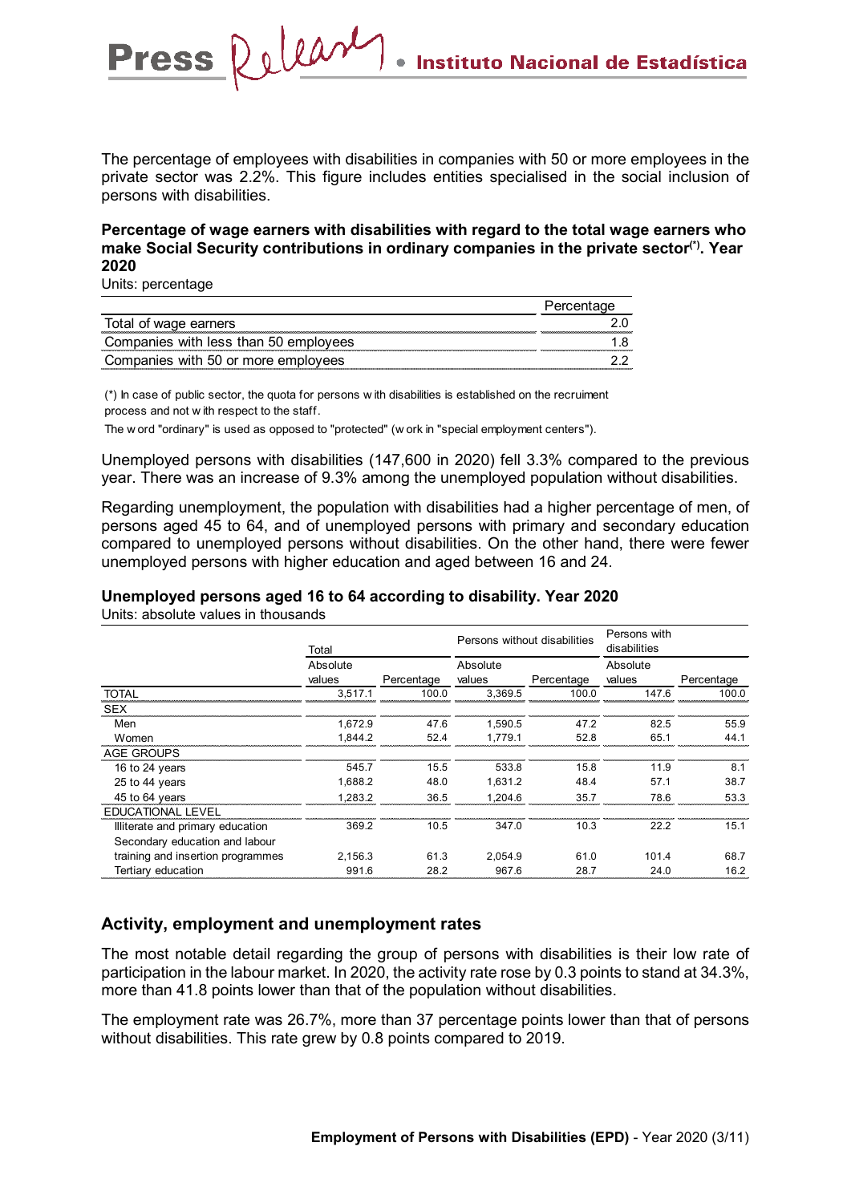The percentage of employees with disabilities in companies with 50 or more employees in the private sector was 2.2%. This figure includes entities specialised in the social inclusion of persons with disabilities.

**Percentage of wage earners with disabilities with regard to the total wage earners who make Social Security contributions in ordinary companies in the private sector(*). Year 2020**

Units: percentage

| | Percentage |
|---|---|
| Total of wage earners | 2.0 |
| Companies with less than 50 employees | 1.8 |
| Companies with 50 or more employees | 2.2 |

(*) In case of public sector, the quota for persons with disabilities is established on the recruiment process and not with respect to the staff.

The word "ordinary" is used as opposed to "protected" (work in "special employment centers").

Unemployed persons with disabilities (147,600 in 2020) fell 3.3% compared to the previous year. There was an increase of 9.3% among the unemployed population without disabilities.

Regarding unemployment, the population with disabilities had a higher percentage of men, of persons aged 45 to 64, and of unemployed persons with primary and secondary education compared to unemployed persons without disabilities. On the other hand, there were fewer unemployed persons with higher education and aged between 16 and 24.

**Unemployed persons aged 16 to 64 according to disability. Year 2020**

Units: absolute values in thousands

| | Total | | Persons without disabilities | | Persons with disabilities | |
|---|---|---|---|---|---|---|
| | Absolute values | Percentage | Absolute values | Percentage | Absolute values | Percentage |
| TOTAL | 3,517.1 | 100.0 | 3,369.5 | 100.0 | 147.6 | 100.0 |
| SEX | | | | | | |
| Men | 1,672.9 | 47.6 | 1,590.5 | 47.2 | 82.5 | 55.9 |
| Women | 1,844.2 | 52.4 | 1,779.1 | 52.8 | 65.1 | 44.1 |
| AGE GROUPS | | | | | | |
| 16 to 24 years | 545.7 | 15.5 | 533.8 | 15.8 | 11.9 | 8.1 |
| 25 to 44 years | 1,688.2 | 48.0 | 1,631.2 | 48.4 | 57.1 | 38.7 |
| 45 to 64 years | 1,283.2 | 36.5 | 1,204.6 | 35.7 | 78.6 | 53.3 |
| EDUCATIONAL LEVEL | | | | | | |
| Illiterate and primary education | 369.2 | 10.5 | 347.0 | 10.3 | 22.2 | 15.1 |
| Secondary education and labour training and insertion programmes | 2,156.3 | 61.3 | 2,054.9 | 61.0 | 101.4 | 68.7 |
| Tertiary education | 991.6 | 28.2 | 967.6 | 28.7 | 24.0 | 16.2 |

## Activity, employment and unemployment rates

The most notable detail regarding the group of persons with disabilities is their low rate of participation in the labour market. In 2020, the activity rate rose by 0.3 points to stand at 34.3%, more than 41.8 points lower than that of the population without disabilities.

The employment rate was 26.7%, more than 37 percentage points lower than that of persons without disabilities. This rate grew by 0.8 points compared to 2019.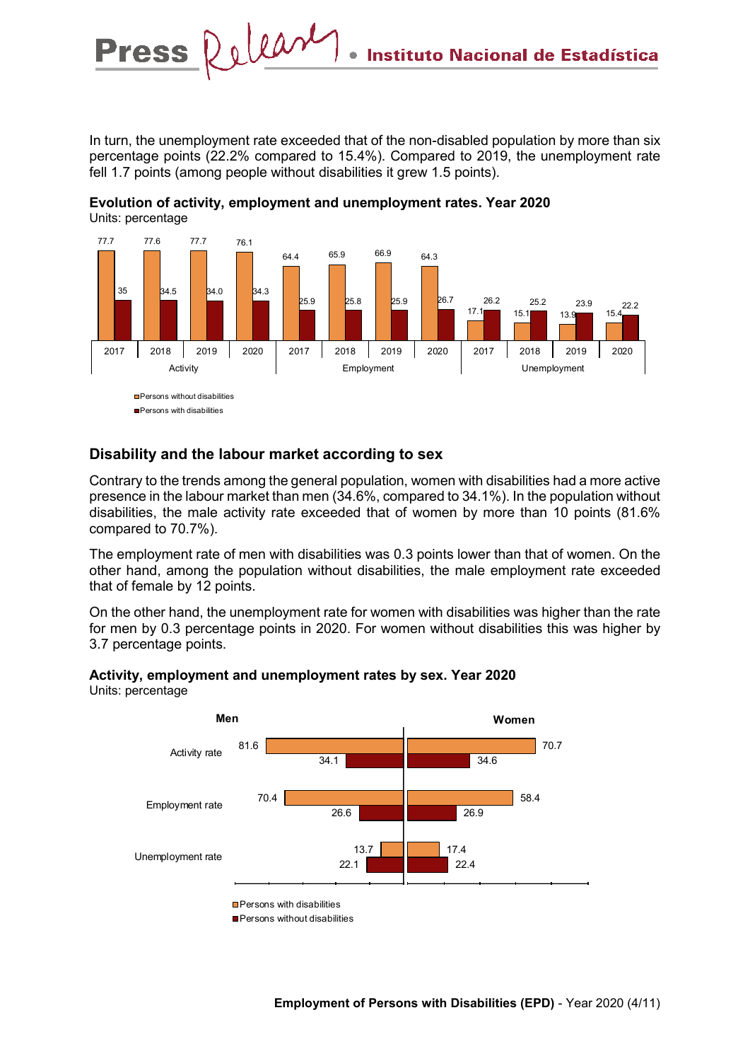In turn, the unemployment rate exceeded that of the non-disabled population by more than six percentage points (22.2% compared to 15.4%). Compared to 2019, the unemployment rate fell 1.7 points (among people without disabilities it grew 1.5 points).

**Evolution of activity, employment and unemployment rates. Year 2020**
Units: percentage

| | Year | Persons without disabilities | Persons with disabilities |
|---|---|---|---|
| Activity | 2017 | 77.7 | 35 |
| | 2018 | 77.6 | 34.5 |
| | 2019 | 77.7 | 34.0 |
| | 2020 | 76.1 | 34.3 |
| Employment | 2017 | 64.4 | 25.9 |
| | 2018 | 65.9 | 25.8 |
| | 2019 | 66.9 | 25.9 |
| | 2020 | 64.3 | 26.7 |
| Unemployment | 2017 | 17.1 | 26.2 |
| | 2018 | 15.1 | 25.2 |
| | 2019 | 13.9 | 23.9 |
| | 2020 | 15.4 | 22.2 |

## Disability and the labour market according to sex

Contrary to the trends among the general population, women with disabilities had a more active presence in the labour market than men (34.6%, compared to 34.1%). In the population without disabilities, the male activity rate exceeded that of women by more than 10 points (81.6% compared to 70.7%).

The employment rate of men with disabilities was 0.3 points lower than that of women. On the other hand, among the population without disabilities, the male employment rate exceeded that of female by 12 points.

On the other hand, the unemployment rate for women with disabilities was higher than the rate for men by 0.3 percentage points in 2020. For women without disabilities this was higher by 3.7 percentage points.

**Activity, employment and unemployment rates by sex. Year 2020**
Units: percentage

| | Men - Persons with disabilities | Men - Persons without disabilities | Women - Persons with disabilities | Women - Persons without disabilities |
|---|---|---|---|---|
| Activity rate | 81.6 | 34.1 | 70.7 | 34.6 |
| Employment rate | 70.4 | 26.6 | 58.4 | 26.9 |
| Unemployment rate | 13.7 | 22.1 | 17.4 | 22.4 |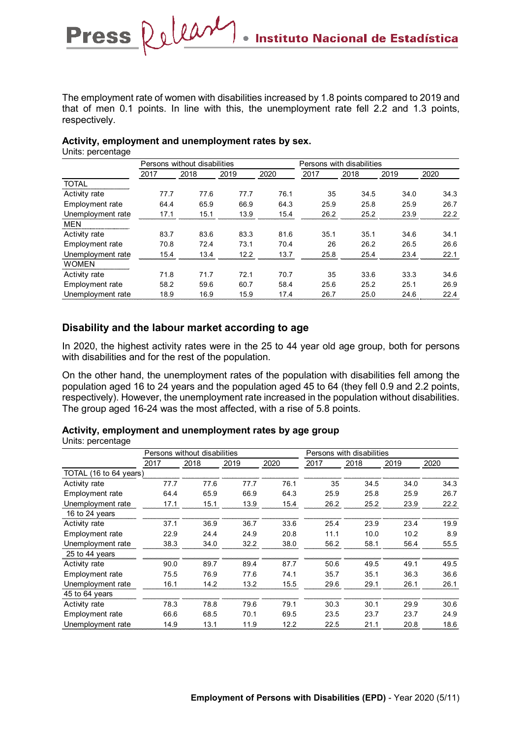The employment rate of women with disabilities increased by 1.8 points compared to 2019 and that of men 0.1 points. In line with this, the unemployment rate fell 2.2 and 1.3 points, respectively.

**Activity, employment and unemployment rates by sex.**

Units: percentage

| | Persons without disabilities | | | | Persons with disabilities | | | |
|---|---|---|---|---|---|---|---|---|
| | 2017 | 2018 | 2019 | 2020 | 2017 | 2018 | 2019 | 2020 |
| TOTAL | | | | | | | | |
| Activity rate | 77.7 | 77.6 | 77.7 | 76.1 | 35 | 34.5 | 34.0 | 34.3 |
| Employment rate | 64.4 | 65.9 | 66.9 | 64.3 | 25.9 | 25.8 | 25.9 | 26.7 |
| Unemployment rate | 17.1 | 15.1 | 13.9 | 15.4 | 26.2 | 25.2 | 23.9 | 22.2 |
| MEN | | | | | | | | |
| Activity rate | 83.7 | 83.6 | 83.3 | 81.6 | 35.1 | 35.1 | 34.6 | 34.1 |
| Employment rate | 70.8 | 72.4 | 73.1 | 70.4 | 26 | 26.2 | 26.5 | 26.6 |
| Unemployment rate | 15.4 | 13.4 | 12.2 | 13.7 | 25.8 | 25.4 | 23.4 | 22.1 |
| WOMEN | | | | | | | | |
| Activity rate | 71.8 | 71.7 | 72.1 | 70.7 | 35 | 33.6 | 33.3 | 34.6 |
| Employment rate | 58.2 | 59.6 | 60.7 | 58.4 | 25.6 | 25.2 | 25.1 | 26.9 |
| Unemployment rate | 18.9 | 16.9 | 15.9 | 17.4 | 26.7 | 25.0 | 24.6 | 22.4 |

## Disability and the labour market according to age

In 2020, the highest activity rates were in the 25 to 44 year old age group, both for persons with disabilities and for the rest of the population.

On the other hand, the unemployment rates of the population with disabilities fell among the population aged 16 to 24 years and the population aged 45 to 64 (they fell 0.9 and 2.2 points, respectively). However, the unemployment rate increased in the population without disabilities. The group aged 16-24 was the most affected, with a rise of 5.8 points.

**Activity, employment and unemployment rates by age group**

Units: percentage

| | Persons without disabilities | | | | Persons with disabilities | | | |
|---|---|---|---|---|---|---|---|---|
| | 2017 | 2018 | 2019 | 2020 | 2017 | 2018 | 2019 | 2020 |
| TOTAL (16 to 64 years) | | | | | | | | |
| Activity rate | 77.7 | 77.6 | 77.7 | 76.1 | 35 | 34.5 | 34.0 | 34.3 |
| Employment rate | 64.4 | 65.9 | 66.9 | 64.3 | 25.9 | 25.8 | 25.9 | 26.7 |
| Unemployment rate | 17.1 | 15.1 | 13.9 | 15.4 | 26.2 | 25.2 | 23.9 | 22.2 |
| 16 to 24 years | | | | | | | | |
| Activity rate | 37.1 | 36.9 | 36.7 | 33.6 | 25.4 | 23.9 | 23.4 | 19.9 |
| Employment rate | 22.9 | 24.4 | 24.9 | 20.8 | 11.1 | 10.0 | 10.2 | 8.9 |
| Unemployment rate | 38.3 | 34.0 | 32.2 | 38.0 | 56.2 | 58.1 | 56.4 | 55.5 |
| 25 to 44 years | | | | | | | | |
| Activity rate | 90.0 | 89.7 | 89.4 | 87.7 | 50.6 | 49.5 | 49.1 | 49.5 |
| Employment rate | 75.5 | 76.9 | 77.6 | 74.1 | 35.7 | 35.1 | 36.3 | 36.6 |
| Unemployment rate | 16.1 | 14.2 | 13.2 | 15.5 | 29.6 | 29.1 | 26.1 | 26.1 |
| 45 to 64 years | | | | | | | | |
| Activity rate | 78.3 | 78.8 | 79.6 | 79.1 | 30.3 | 30.1 | 29.9 | 30.6 |
| Employment rate | 66.6 | 68.5 | 70.1 | 69.5 | 23.5 | 23.7 | 23.7 | 24.9 |
| Unemployment rate | 14.9 | 13.1 | 11.9 | 12.2 | 22.5 | 21.1 | 20.8 | 18.6 |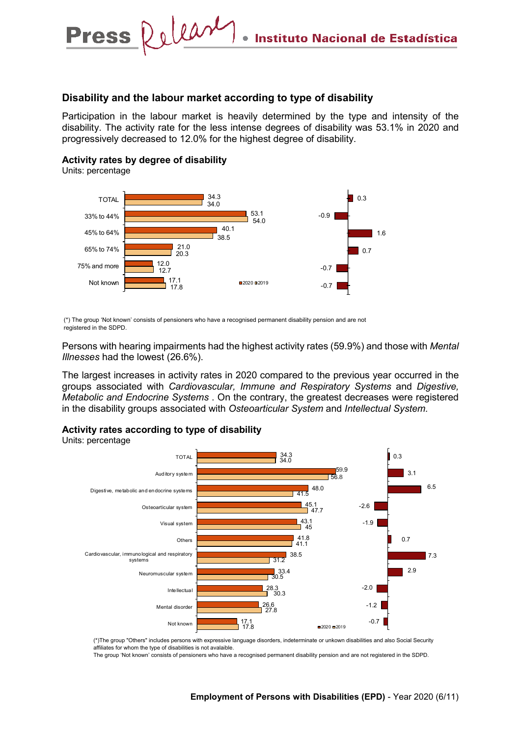## Disability and the labour market according to type of disability

Participation in the labour market is heavily determined by the type and intensity of the disability. The activity rate for the less intense degrees of disability was 53.1% in 2020 and progressively decreased to 12.0% for the highest degree of disability.

### Activity rates by degree of disability

Units: percentage

| | 2020 | 2019 | Difference |
|---|---|---|---|
| TOTAL | 34.3 | 34.0 | 0.3 |
| 33% to 44% | 53.1 | 54.0 | -0.9 |
| 45% to 64% | 40.1 | 38.5 | 1.6 |
| 65% to 74% | 21.0 | 20.3 | 0.7 |
| 75% and more | 12.0 | 12.7 | -0.7 |
| Not known | 17.1 | 17.8 | -0.7 |

(*) The group 'Not known' consists of pensioners who have a recognised permanent disability pension and are not registered in the SDPD.

Persons with hearing impairments had the highest activity rates (59.9%) and those with *Mental Illnesses* had the lowest (26.6%).

The largest increases in activity rates in 2020 compared to the previous year occurred in the groups associated with *Cardiovascular, Immune and Respiratory Systems* and *Digestive, Metabolic and Endocrine Systems* . On the contrary, the greatest decreases were registered in the disability groups associated with *Osteoarticular System* and *Intellectual System.*

### Activity rates according to type of disability

Units: percentage

| | 2020 | 2019 | Difference |
|---|---|---|---|
| TOTAL | 34.3 | 34.0 | 0.3 |
| Auditory system | 59.9 | 56.8 | 3.1 |
| Digestive, metabolic and endocrine systems | 48.0 | 41.5 | 6.5 |
| Osteoarticular system | 45.1 | 47.7 | -2.6 |
| Visual system | 43.1 | 45 | -1.9 |
| Others | 41.8 | 41.1 | 0.7 |
| Cardiovascular, immunological and respiratory systems | 38.5 | 31.2 | 7.3 |
| Neuromuscular system | 33.4 | 30.5 | 2.9 |
| Intellectual | 28.3 | 30.3 | -2.0 |
| Mental disorder | 26.6 | 27.8 | -1.2 |
| Not known | 17.1 | 17.8 | -0.7 |

(*)The group "Others" includes persons with expressive language disorders, indeterminate or unkown disabilities and also Social Security affiliates for whom the type of disabilities is not avalaible.
The group 'Not known' consists of pensioners who have a recognised permanent disability pension and are not registered in the SDPD.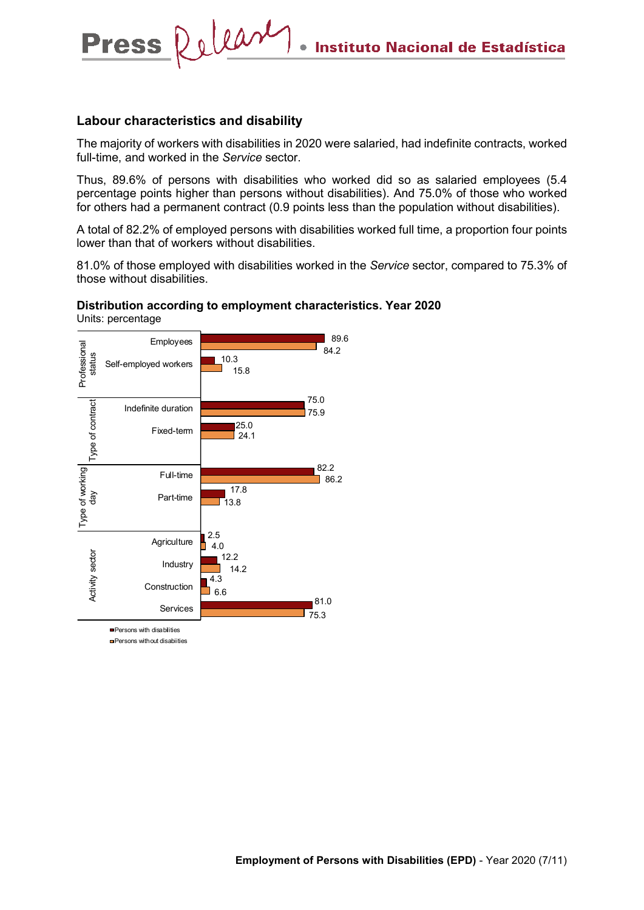## Labour characteristics and disability

The majority of workers with disabilities in 2020 were salaried, had indefinite contracts, worked full-time, and worked in the *Service* sector.

Thus, 89.6% of persons with disabilities who worked did so as salaried employees (5.4 percentage points higher than persons without disabilities). And 75.0% of those who worked for others had a permanent contract (0.9 points less than the population without disabilities).

A total of 82.2% of employed persons with disabilities worked full time, a proportion four points lower than that of workers without disabilities.

81.0% of those employed with disabilities worked in the *Service* sector, compared to 75.3% of those without disabilities.

**Distribution according to employment characteristics. Year 2020**

Units: percentage

| Category | | Persons with disabilities | Persons without disabilities |
|---|---|---|---|
| Professional status | Employees | 89.6 | 84.2 |
| | Self-employed workers | 10.3 | 15.8 |
| Type of contract | Indefinite duration | 75.0 | 75.9 |
| | Fixed-term | 25.0 | 24.1 |
| Type of working day | Full-time | 82.2 | 86.2 |
| | Part-time | 17.8 | 13.8 |
| Activity sector | Agriculture | 2.5 | 4.0 |
| | Industry | 12.2 | 14.2 |
| | Construction | 4.3 | 6.6 |
| | Services | 81.0 | 75.3 |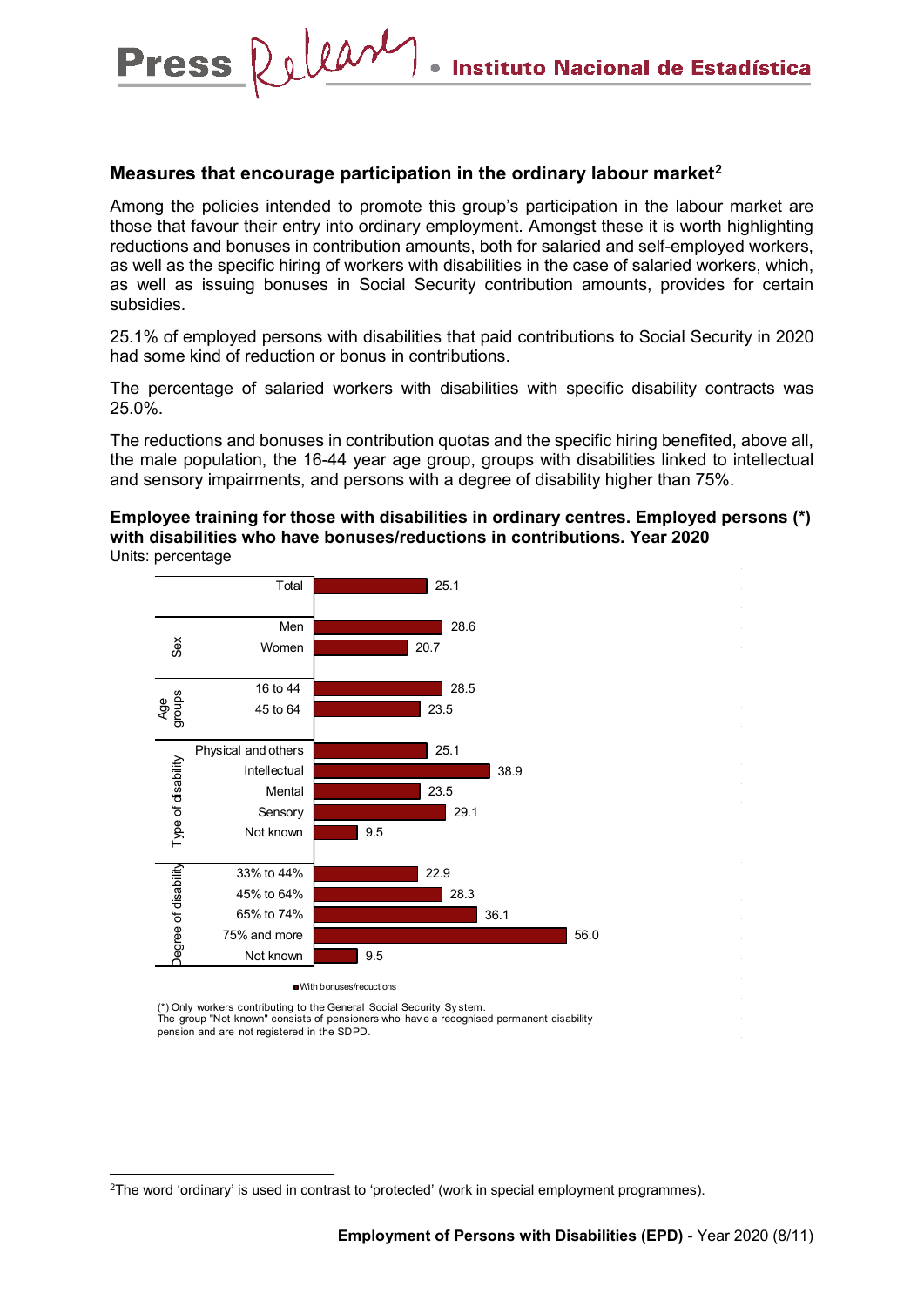## Measures that encourage participation in the ordinary labour market[2]

Among the policies intended to promote this group's participation in the labour market are those that favour their entry into ordinary employment. Amongst these it is worth highlighting reductions and bonuses in contribution amounts, both for salaried and self-employed workers, as well as the specific hiring of workers with disabilities in the case of salaried workers, which, as well as issuing bonuses in Social Security contribution amounts, provides for certain subsidies.

25.1% of employed persons with disabilities that paid contributions to Social Security in 2020 had some kind of reduction or bonus in contributions.

The percentage of salaried workers with disabilities with specific disability contracts was 25.0%.

The reductions and bonuses in contribution quotas and the specific hiring benefited, above all, the male population, the 16-44 year age group, groups with disabilities linked to intellectual and sensory impairments, and persons with a degree of disability higher than 75%.

**Employee training for those with disabilities in ordinary centres. Employed persons (\*) with disabilities who have bonuses/reductions in contributions. Year 2020**
Units: percentage

| | | With bonuses/reductions |
|---|---|---|
| | Total | 25.1 |
| Sex | Men | 28.6 |
| | Women | 20.7 |
| Age groups | 16 to 44 | 28.5 |
| | 45 to 64 | 23.5 |
| Type of disability | Physical and others | 25.1 |
| | Intellectual | 38.9 |
| | Mental | 23.5 |
| | Sensory | 29.1 |
| | Not known | 9.5 |
| Degree of disability | 33% to 44% | 22.9 |
| | 45% to 64% | 28.3 |
| | 65% to 74% | 36.1 |
| | 75% and more | 56.0 |
| | Not known | 9.5 |

(\*) Only workers contributing to the General Social Security System.
The group "Not known" consists of pensioners who have a recognised permanent disability pension and are not registered in the SDPD.

---

[2] The word 'ordinary' is used in contrast to 'protected' (work in special employment programmes).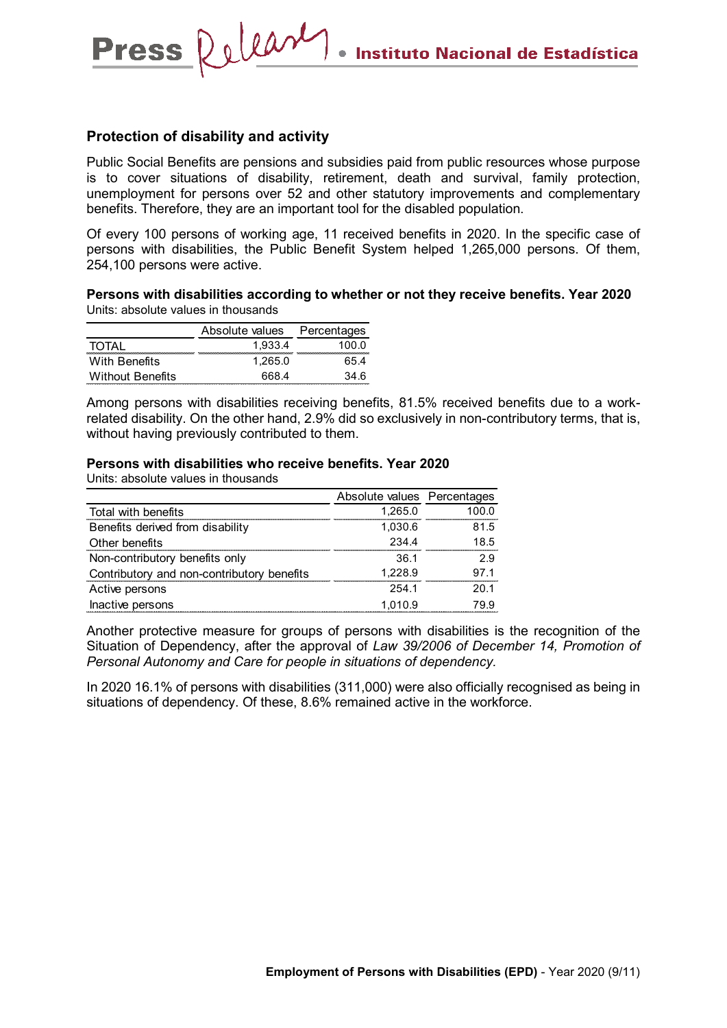## Protection of disability and activity

Public Social Benefits are pensions and subsidies paid from public resources whose purpose is to cover situations of disability, retirement, death and survival, family protection, unemployment for persons over 52 and other statutory improvements and complementary benefits. Therefore, they are an important tool for the disabled population.

Of every 100 persons of working age, 11 received benefits in 2020. In the specific case of persons with disabilities, the Public Benefit System helped 1,265,000 persons. Of them, 254,100 persons were active.

**Persons with disabilities according to whether or not they receive benefits. Year 2020**
Units: absolute values in thousands

| | Absolute values | Percentages |
|---|---|---|
| TOTAL | 1,933.4 | 100.0 |
| With Benefits | 1,265.0 | 65.4 |
| Without Benefits | 668.4 | 34.6 |

Among persons with disabilities receiving benefits, 81.5% received benefits due to a work-related disability. On the other hand, 2.9% did so exclusively in non-contributory terms, that is, without having previously contributed to them.

**Persons with disabilities who receive benefits. Year 2020**
Units: absolute values in thousands

| | Absolute values | Percentages |
|---|---|---|
| Total with benefits | 1,265.0 | 100.0 |
| Benefits derived from disability | 1,030.6 | 81.5 |
| Other benefits | 234.4 | 18.5 |
| Non-contributory benefits only | 36.1 | 2.9 |
| Contributory and non-contributory benefits | 1,228.9 | 97.1 |
| Active persons | 254.1 | 20.1 |
| Inactive persons | 1,010.9 | 79.9 |

Another protective measure for groups of persons with disabilities is the recognition of the Situation of Dependency, after the approval of *Law 39/2006 of December 14, Promotion of Personal Autonomy and Care for people in situations of dependency.*

In 2020 16.1% of persons with disabilities (311,000) were also officially recognised as being in situations of dependency. Of these, 8.6% remained active in the workforce.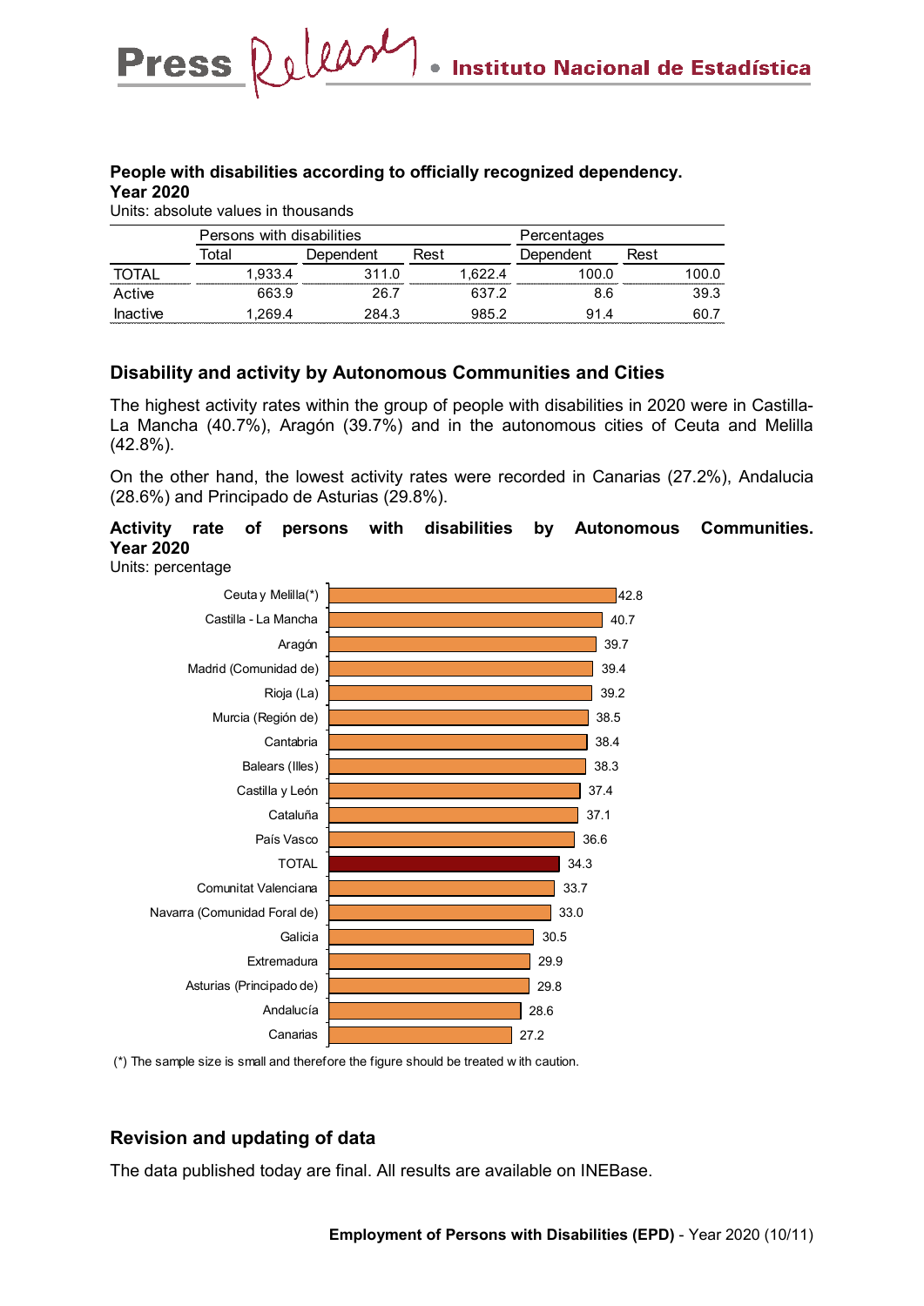**People with disabilities according to officially recognized dependency. Year 2020**

Units: absolute values in thousands

| | Persons with disabilities | | | Percentages | |
|---|---|---|---|---|---|
| | Total | Dependent | Rest | Dependent | Rest |
| TOTAL | 1,933.4 | 311.0 | 1,622.4 | 100.0 | 100.0 |
| Active | 663.9 | 26.7 | 637.2 | 8.6 | 39.3 |
| Inactive | 1,269.4 | 284.3 | 985.2 | 91.4 | 60.7 |

## Disability and activity by Autonomous Communities and Cities

The highest activity rates within the group of people with disabilities in 2020 were in Castilla-La Mancha (40.7%), Aragón (39.7%) and in the autonomous cities of Ceuta and Melilla (42.8%).

On the other hand, the lowest activity rates were recorded in Canarias (27.2%), Andalucia (28.6%) and Principado de Asturias (29.8%).

**Activity rate of persons with disabilities by Autonomous Communities. Year 2020**

Units: percentage

| | Activity rate |
|---|---|
| Ceuta y Melilla(*) | 42.8 |
| Castilla - La Mancha | 40.7 |
| Aragón | 39.7 |
| Madrid (Comunidad de) | 39.4 |
| Rioja (La) | 39.2 |
| Murcia (Región de) | 38.5 |
| Cantabria | 38.4 |
| Balears (Illes) | 38.3 |
| Castilla y León | 37.4 |
| Cataluña | 37.1 |
| País Vasco | 36.6 |
| TOTAL | 34.3 |
| Comunitat Valenciana | 33.7 |
| Navarra (Comunidad Foral de) | 33.0 |
| Galicia | 30.5 |
| Extremadura | 29.9 |
| Asturias (Principado de) | 29.8 |
| Andalucía | 28.6 |
| Canarias | 27.2 |

(*) The sample size is small and therefore the figure should be treated with caution.

## Revision and updating of data

The data published today are final. All results are available on INEBase.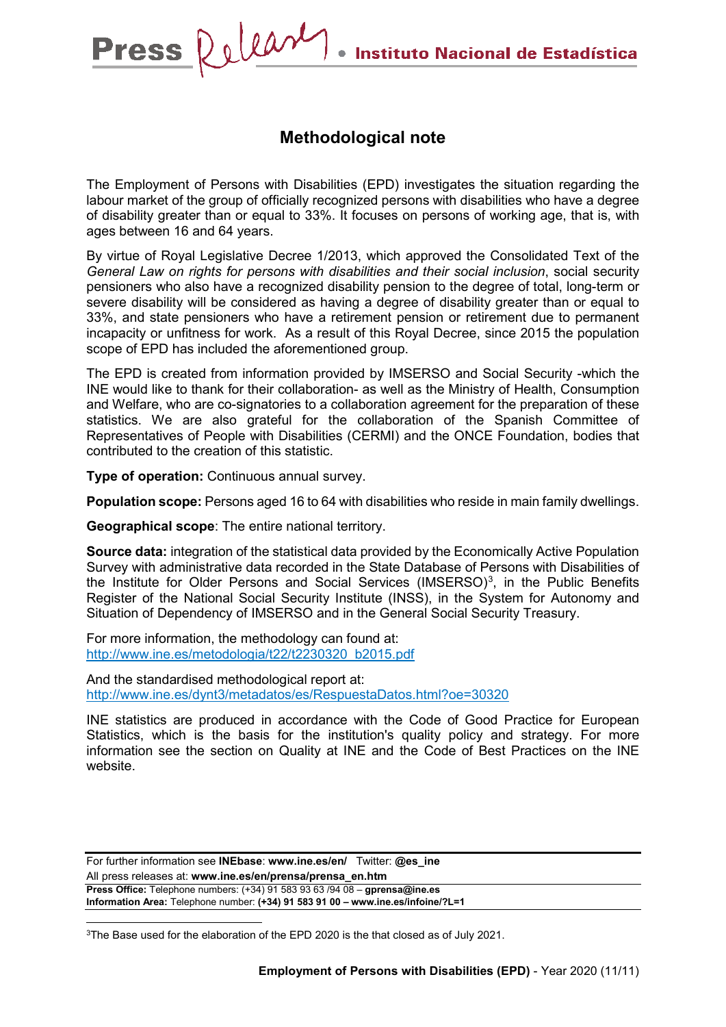## Methodological note

The Employment of Persons with Disabilities (EPD) investigates the situation regarding the labour market of the group of officially recognized persons with disabilities who have a degree of disability greater than or equal to 33%. It focuses on persons of working age, that is, with ages between 16 and 64 years.

By virtue of Royal Legislative Decree 1/2013, which approved the Consolidated Text of the *General Law on rights for persons with disabilities and their social inclusion*, social security pensioners who also have a recognized disability pension to the degree of total, long-term or severe disability will be considered as having a degree of disability greater than or equal to 33%, and state pensioners who have a retirement pension or retirement due to permanent incapacity or unfitness for work. As a result of this Royal Decree, since 2015 the population scope of EPD has included the aforementioned group.

The EPD is created from information provided by IMSERSO and Social Security -which the INE would like to thank for their collaboration- as well as the Ministry of Health, Consumption and Welfare, who are co-signatories to a collaboration agreement for the preparation of these statistics. We are also grateful for the collaboration of the Spanish Committee of Representatives of People with Disabilities (CERMI) and the ONCE Foundation, bodies that contributed to the creation of this statistic.

**Type of operation:** Continuous annual survey.

**Population scope:** Persons aged 16 to 64 with disabilities who reside in main family dwellings.

**Geographical scope**: The entire national territory.

**Source data:** integration of the statistical data provided by the Economically Active Population Survey with administrative data recorded in the State Database of Persons with Disabilities of the Institute for Older Persons and Social Services (IMSERSO)[3], in the Public Benefits Register of the National Social Security Institute (INSS), in the System for Autonomy and Situation of Dependency of IMSERSO and in the General Social Security Treasury.

For more information, the methodology can found at:
http://www.ine.es/metodologia/t22/t2230320_b2015.pdf

And the standardised methodological report at:
http://www.ine.es/dynt3/metadatos/es/RespuestaDatos.html?oe=30320

INE statistics are produced in accordance with the Code of Good Practice for European Statistics, which is the basis for the institution's quality policy and strategy. For more information see the section on Quality at INE and the Code of Best Practices on the INE website.

For further information see **INEbase**: **www.ine.es/en/** Twitter: **@es_ine**
All press releases at: **www.ine.es/en/prensa/prensa_en.htm**
**Press Office:** Telephone numbers: (+34) 91 583 93 63 /94 08 – **gprensa@ine.es**
**Information Area:** Telephone number: **(+34) 91 583 91 00 – www.ine.es/infoine/?L=1**

[3]The Base used for the elaboration of the EPD 2020 is the that closed as of July 2021.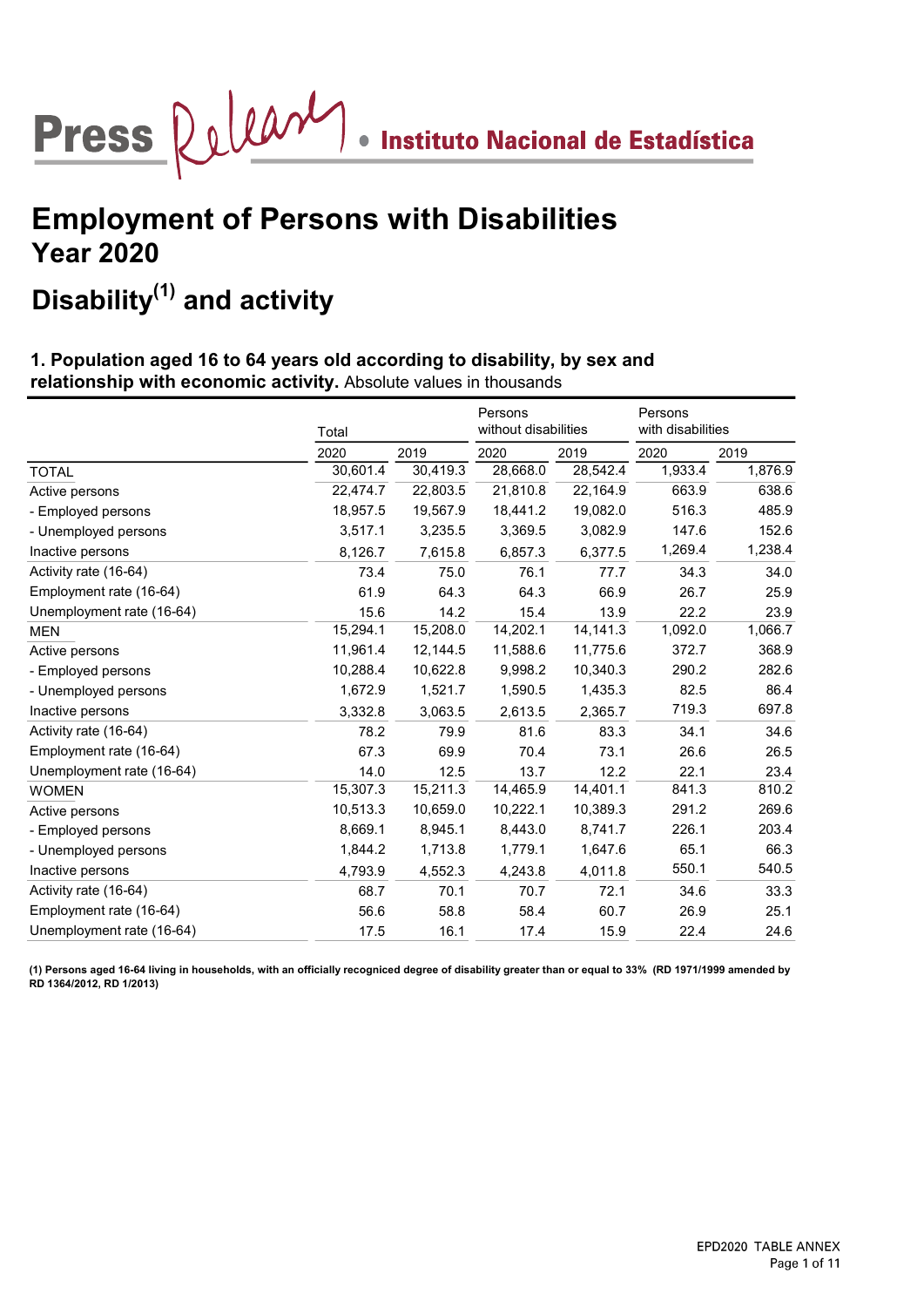Press Release • Instituto Nacional de Estadística

# Employment of Persons with Disabilities
## Year 2020

## Disability[1] and activity

### 1. Population aged 16 to 64 years old according to disability, by sex and relationship with economic activity. Absolute values in thousands

| | Total | | Persons without disabilities | | Persons with disabilities | |
|---|---|---|---|---|---|---|
| | 2020 | 2019 | 2020 | 2019 | 2020 | 2019 |
| TOTAL | 30,601.4 | 30,419.3 | 28,668.0 | 28,542.4 | 1,933.4 | 1,876.9 |
| Active persons | 22,474.7 | 22,803.5 | 21,810.8 | 22,164.9 | 663.9 | 638.6 |
| - Employed persons | 18,957.5 | 19,567.9 | 18,441.2 | 19,082.0 | 516.3 | 485.9 |
| - Unemployed persons | 3,517.1 | 3,235.5 | 3,369.5 | 3,082.9 | 147.6 | 152.6 |
| Inactive persons | 8,126.7 | 7,615.8 | 6,857.3 | 6,377.5 | 1,269.4 | 1,238.4 |
| Activity rate (16-64) | 73.4 | 75.0 | 76.1 | 77.7 | 34.3 | 34.0 |
| Employment rate (16-64) | 61.9 | 64.3 | 64.3 | 66.9 | 26.7 | 25.9 |
| Unemployment rate (16-64) | 15.6 | 14.2 | 15.4 | 13.9 | 22.2 | 23.9 |
| MEN | 15,294.1 | 15,208.0 | 14,202.1 | 14,141.3 | 1,092.0 | 1,066.7 |
| Active persons | 11,961.4 | 12,144.5 | 11,588.6 | 11,775.6 | 372.7 | 368.9 |
| - Employed persons | 10,288.4 | 10,622.8 | 9,998.2 | 10,340.3 | 290.2 | 282.6 |
| - Unemployed persons | 1,672.9 | 1,521.7 | 1,590.5 | 1,435.3 | 82.5 | 86.4 |
| Inactive persons | 3,332.8 | 3,063.5 | 2,613.5 | 2,365.7 | 719.3 | 697.8 |
| Activity rate (16-64) | 78.2 | 79.9 | 81.6 | 83.3 | 34.1 | 34.6 |
| Employment rate (16-64) | 67.3 | 69.9 | 70.4 | 73.1 | 26.6 | 26.5 |
| Unemployment rate (16-64) | 14.0 | 12.5 | 13.7 | 12.2 | 22.1 | 23.4 |
| WOMEN | 15,307.3 | 15,211.3 | 14,465.9 | 14,401.1 | 841.3 | 810.2 |
| Active persons | 10,513.3 | 10,659.0 | 10,222.1 | 10,389.3 | 291.2 | 269.6 |
| - Employed persons | 8,669.1 | 8,945.1 | 8,443.0 | 8,741.7 | 226.1 | 203.4 |
| - Unemployed persons | 1,844.2 | 1,713.8 | 1,779.1 | 1,647.6 | 65.1 | 66.3 |
| Inactive persons | 4,793.9 | 4,552.3 | 4,243.8 | 4,011.8 | 550.1 | 540.5 |
| Activity rate (16-64) | 68.7 | 70.1 | 70.7 | 72.1 | 34.6 | 33.3 |
| Employment rate (16-64) | 56.6 | 58.8 | 58.4 | 60.7 | 26.9 | 25.1 |
| Unemployment rate (16-64) | 17.5 | 16.1 | 17.4 | 15.9 | 22.4 | 24.6 |

**(1) Persons aged 16-64 living in households, with an officially recognized degree of disability greater than or equal to 33% (RD 1971/1999 amended by RD 1364/2012, RD 1/2013)**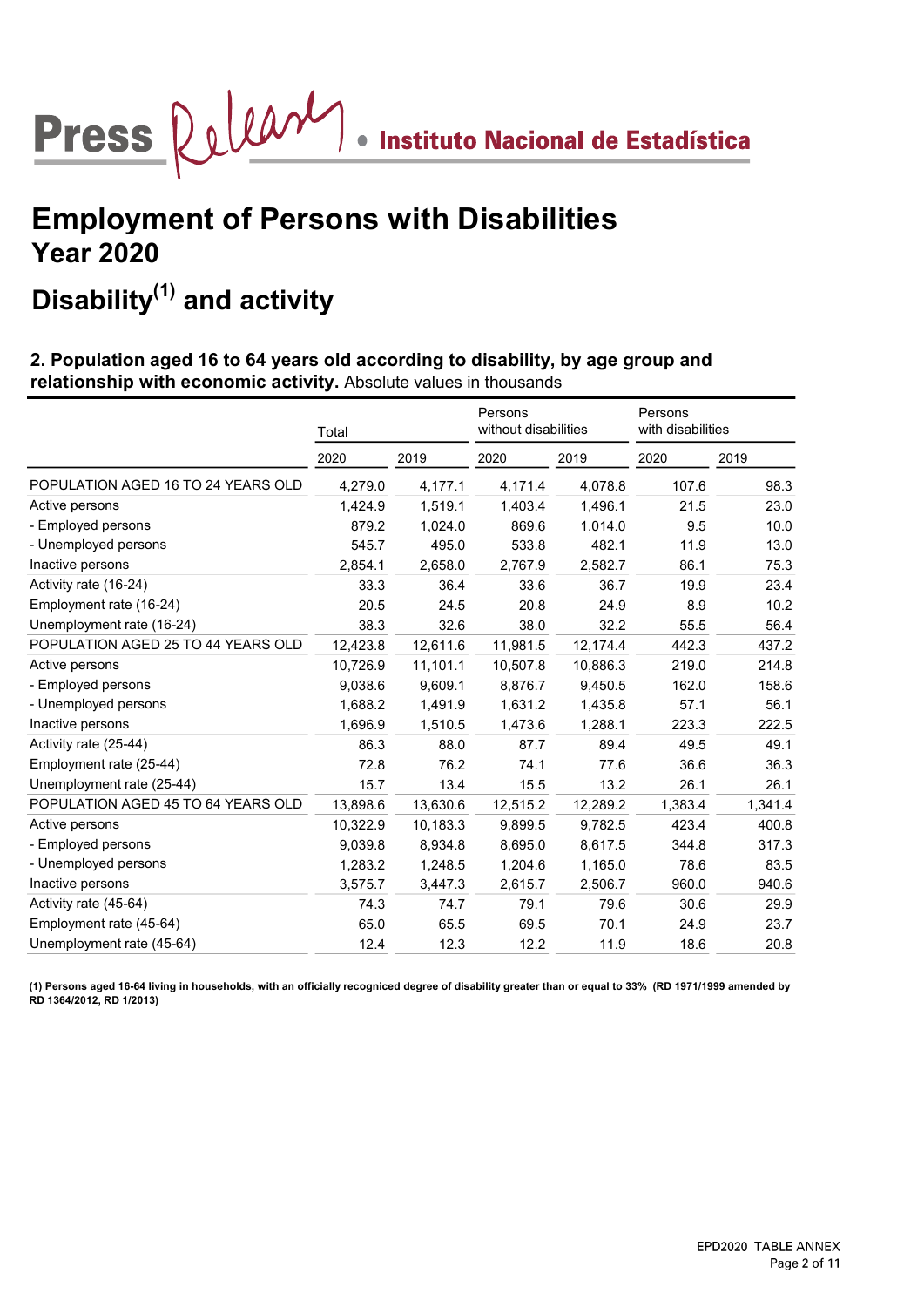# Employment of Persons with Disabilities

## Year 2020

## Disability[1] and activity

**2. Population aged 16 to 64 years old according to disability, by age group and relationship with economic activity.** Absolute values in thousands

| | Total | | Persons without disabilities | | Persons with disabilities | |
|---|---|---|---|---|---|---|
| | 2020 | 2019 | 2020 | 2019 | 2020 | 2019 |
| POPULATION AGED 16 TO 24 YEARS OLD | 4,279.0 | 4,177.1 | 4,171.4 | 4,078.8 | 107.6 | 98.3 |
| Active persons | 1,424.9 | 1,519.1 | 1,403.4 | 1,496.1 | 21.5 | 23.0 |
| - Employed persons | 879.2 | 1,024.0 | 869.6 | 1,014.0 | 9.5 | 10.0 |
| - Unemployed persons | 545.7 | 495.0 | 533.8 | 482.1 | 11.9 | 13.0 |
| Inactive persons | 2,854.1 | 2,658.0 | 2,767.9 | 2,582.7 | 86.1 | 75.3 |
| Activity rate (16-24) | 33.3 | 36.4 | 33.6 | 36.7 | 19.9 | 23.4 |
| Employment rate (16-24) | 20.5 | 24.5 | 20.8 | 24.9 | 8.9 | 10.2 |
| Unemployment rate (16-24) | 38.3 | 32.6 | 38.0 | 32.2 | 55.5 | 56.4 |
| POPULATION AGED 25 TO 44 YEARS OLD | 12,423.8 | 12,611.6 | 11,981.5 | 12,174.4 | 442.3 | 437.2 |
| Active persons | 10,726.9 | 11,101.1 | 10,507.8 | 10,886.3 | 219.0 | 214.8 |
| - Employed persons | 9,038.6 | 9,609.1 | 8,876.7 | 9,450.5 | 162.0 | 158.6 |
| - Unemployed persons | 1,688.2 | 1,491.9 | 1,631.2 | 1,435.8 | 57.1 | 56.1 |
| Inactive persons | 1,696.9 | 1,510.5 | 1,473.6 | 1,288.1 | 223.3 | 222.5 |
| Activity rate (25-44) | 86.3 | 88.0 | 87.7 | 89.4 | 49.5 | 49.1 |
| Employment rate (25-44) | 72.8 | 76.2 | 74.1 | 77.6 | 36.6 | 36.3 |
| Unemployment rate (25-44) | 15.7 | 13.4 | 15.5 | 13.2 | 26.1 | 26.1 |
| POPULATION AGED 45 TO 64 YEARS OLD | 13,898.6 | 13,630.6 | 12,515.2 | 12,289.2 | 1,383.4 | 1,341.4 |
| Active persons | 10,322.9 | 10,183.3 | 9,899.5 | 9,782.5 | 423.4 | 400.8 |
| - Employed persons | 9,039.8 | 8,934.8 | 8,695.0 | 8,617.5 | 344.8 | 317.3 |
| - Unemployed persons | 1,283.2 | 1,248.5 | 1,204.6 | 1,165.0 | 78.6 | 83.5 |
| Inactive persons | 3,575.7 | 3,447.3 | 2,615.7 | 2,506.7 | 960.0 | 940.6 |
| Activity rate (45-64) | 74.3 | 74.7 | 79.1 | 79.6 | 30.6 | 29.9 |
| Employment rate (45-64) | 65.0 | 65.5 | 69.5 | 70.1 | 24.9 | 23.7 |
| Unemployment rate (45-64) | 12.4 | 12.3 | 12.2 | 11.9 | 18.6 | 20.8 |

**(1) Persons aged 16-64 living in households, with an officially recognized degree of disability greater than or equal to 33% (RD 1971/1999 amended by RD 1364/2012, RD 1/2013)**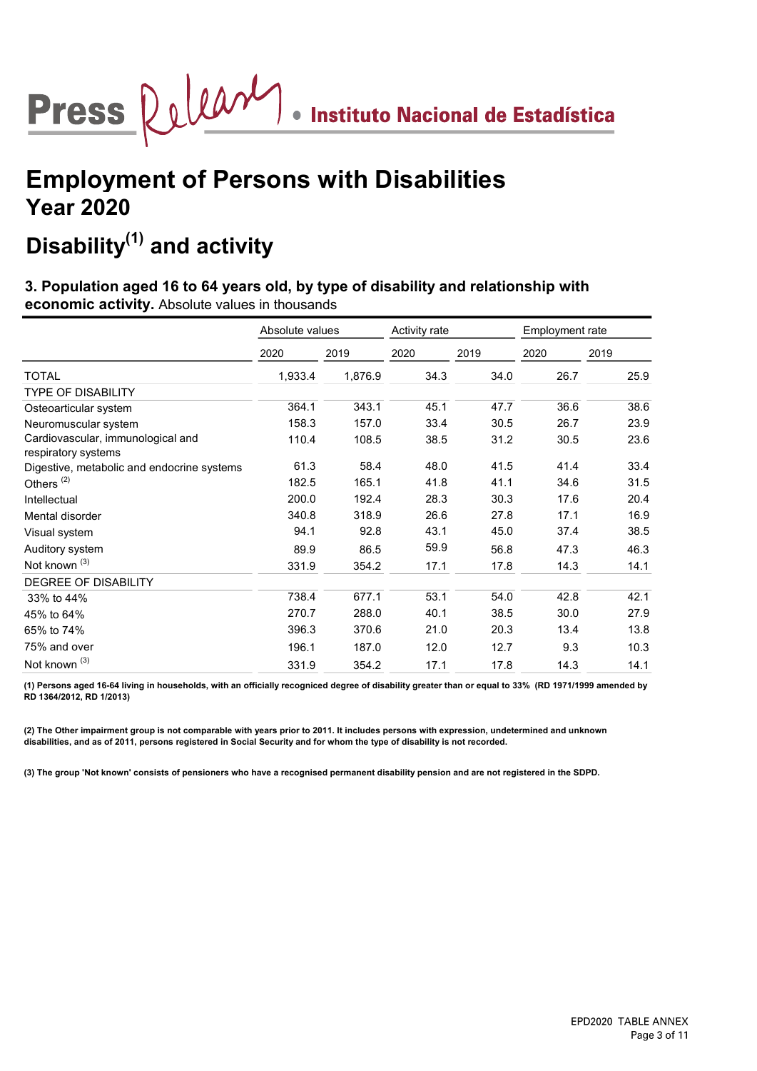# Employment of Persons with Disabilities

## Year 2020

## Disability[1] and activity

### 3. Population aged 16 to 64 years old, by type of disability and relationship with economic activity. Absolute values in thousands

| | Absolute values | | Activity rate | | Employment rate | |
|---|---|---|---|---|---|---|
| | 2020 | 2019 | 2020 | 2019 | 2020 | 2019 |
| TOTAL | 1,933.4 | 1,876.9 | 34.3 | 34.0 | 26.7 | 25.9 |
| TYPE OF DISABILITY | | | | | | |
| Osteoarticular system | 364.1 | 343.1 | 45.1 | 47.7 | 36.6 | 38.6 |
| Neuromuscular system | 158.3 | 157.0 | 33.4 | 30.5 | 26.7 | 23.9 |
| Cardiovascular, immunological and respiratory systems | 110.4 | 108.5 | 38.5 | 31.2 | 30.5 | 23.6 |
| Digestive, metabolic and endocrine systems | 61.3 | 58.4 | 48.0 | 41.5 | 41.4 | 33.4 |
| Others [2] | 182.5 | 165.1 | 41.8 | 41.1 | 34.6 | 31.5 |
| Intellectual | 200.0 | 192.4 | 28.3 | 30.3 | 17.6 | 20.4 |
| Mental disorder | 340.8 | 318.9 | 26.6 | 27.8 | 17.1 | 16.9 |
| Visual system | 94.1 | 92.8 | 43.1 | 45.0 | 37.4 | 38.5 |
| Auditory system | 89.9 | 86.5 | 59.9 | 56.8 | 47.3 | 46.3 |
| Not known [3] | 331.9 | 354.2 | 17.1 | 17.8 | 14.3 | 14.1 |
| DEGREE OF DISABILITY | | | | | | |
| 33% to 44% | 738.4 | 677.1 | 53.1 | 54.0 | 42.8 | 42.1 |
| 45% to 64% | 270.7 | 288.0 | 40.1 | 38.5 | 30.0 | 27.9 |
| 65% to 74% | 396.3 | 370.6 | 21.0 | 20.3 | 13.4 | 13.8 |
| 75% and over | 196.1 | 187.0 | 12.0 | 12.7 | 9.3 | 10.3 |
| Not known [3] | 331.9 | 354.2 | 17.1 | 17.8 | 14.3 | 14.1 |

**(1) Persons aged 16-64 living in households, with an officially recognized degree of disability greater than or equal to 33% (RD 1971/1999 amended by RD 1364/2012, RD 1/2013)**

**(2) The Other impairment group is not comparable with years prior to 2011. It includes persons with expression, undetermined and unknown disabilities, and as of 2011, persons registered in Social Security and for whom the type of disability is not recorded.**

**(3) The group 'Not known' consists of pensioners who have a recognised permanent disability pension and are not registered in the SDPD.**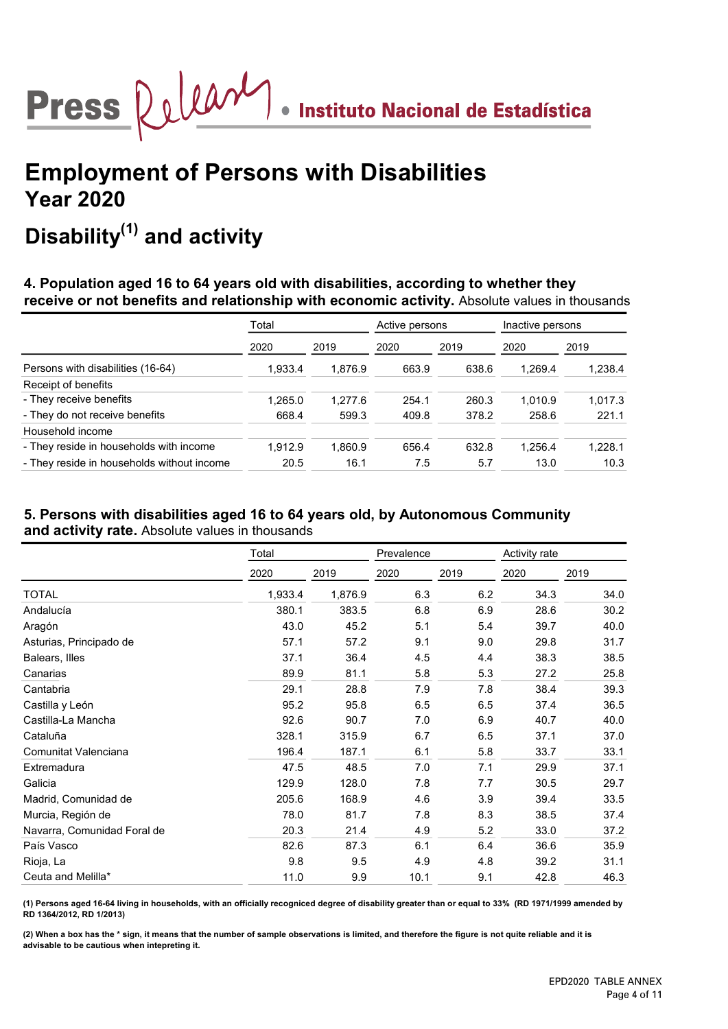# Employment of Persons with Disabilities

## Year 2020

## Disability(1) and activity

### 4. Population aged 16 to 64 years old with disabilities, according to whether they receive or not benefits and relationship with economic activity. Absolute values in thousands

| | Total | | Active persons | | Inactive persons | |
|---|---|---|---|---|---|---|
| | 2020 | 2019 | 2020 | 2019 | 2020 | 2019 |
| Persons with disabilities (16-64) | 1,933.4 | 1,876.9 | 663.9 | 638.6 | 1,269.4 | 1,238.4 |
| Receipt of benefits | | | | | | |
| - They receive benefits | 1,265.0 | 1,277.6 | 254.1 | 260.3 | 1,010.9 | 1,017.3 |
| - They do not receive benefits | 668.4 | 599.3 | 409.8 | 378.2 | 258.6 | 221.1 |
| Household income | | | | | | |
| - They reside in households with income | 1,912.9 | 1,860.9 | 656.4 | 632.8 | 1,256.4 | 1,228.1 |
| - They reside in households without income | 20.5 | 16.1 | 7.5 | 5.7 | 13.0 | 10.3 |

### 5. Persons with disabilities aged 16 to 64 years old, by Autonomous Community and activity rate. Absolute values in thousands

| | Total | | Prevalence | | Activity rate | |
|---|---|---|---|---|---|---|
| | 2020 | 2019 | 2020 | 2019 | 2020 | 2019 |
| TOTAL | 1,933.4 | 1,876.9 | 6.3 | 6.2 | 34.3 | 34.0 |
| Andalucía | 380.1 | 383.5 | 6.8 | 6.9 | 28.6 | 30.2 |
| Aragón | 43.0 | 45.2 | 5.1 | 5.4 | 39.7 | 40.0 |
| Asturias, Principado de | 57.1 | 57.2 | 9.1 | 9.0 | 29.8 | 31.7 |
| Balears, Illes | 37.1 | 36.4 | 4.5 | 4.4 | 38.3 | 38.5 |
| Canarias | 89.9 | 81.1 | 5.8 | 5.3 | 27.2 | 25.8 |
| Cantabria | 29.1 | 28.8 | 7.9 | 7.8 | 38.4 | 39.3 |
| Castilla y León | 95.2 | 95.8 | 6.5 | 6.5 | 37.4 | 36.5 |
| Castilla-La Mancha | 92.6 | 90.7 | 7.0 | 6.9 | 40.7 | 40.0 |
| Cataluña | 328.1 | 315.9 | 6.7 | 6.5 | 37.1 | 37.0 |
| Comunitat Valenciana | 196.4 | 187.1 | 6.1 | 5.8 | 33.7 | 33.1 |
| Extremadura | 47.5 | 48.5 | 7.0 | 7.1 | 29.9 | 37.1 |
| Galicia | 129.9 | 128.0 | 7.8 | 7.7 | 30.5 | 29.7 |
| Madrid, Comunidad de | 205.6 | 168.9 | 4.6 | 3.9 | 39.4 | 33.5 |
| Murcia, Región de | 78.0 | 81.7 | 7.8 | 8.3 | 38.5 | 37.4 |
| Navarra, Comunidad Foral de | 20.3 | 21.4 | 4.9 | 5.2 | 33.0 | 37.2 |
| País Vasco | 82.6 | 87.3 | 6.1 | 6.4 | 36.6 | 35.9 |
| Rioja, La | 9.8 | 9.5 | 4.9 | 4.8 | 39.2 | 31.1 |
| Ceuta and Melilla* | 11.0 | 9.9 | 10.1 | 9.1 | 42.8 | 46.3 |

**(1) Persons aged 16-64 living in households, with an officially recognized degree of disability greater than or equal to 33% (RD 1971/1999 amended by RD 1364/2012, RD 1/2013)**

**(2) When a box has the * sign, it means that the number of sample observations is limited, and therefore the figure is not quite reliable and it is advisable to be cautious when intepreting it.**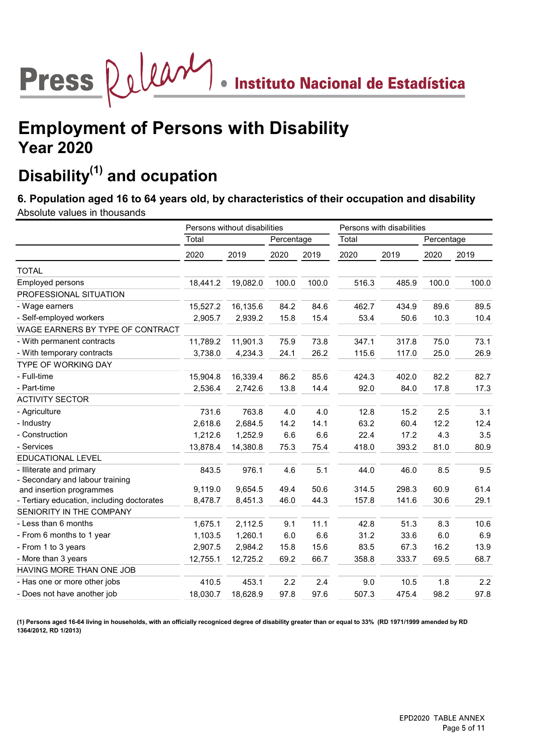# Employment of Persons with Disability
## Year 2020

## Disability[(1)] and ocupation

### 6. Population aged 16 to 64 years old, by characteristics of their occupation and disability

Absolute values in thousands

| | Persons without disabilities | | | | Persons with disabilities | | | |
|---|---|---|---|---|---|---|---|---|
| | Total | | Percentage | | Total | | Percentage | |
| | 2020 | 2019 | 2020 | 2019 | 2020 | 2019 | 2020 | 2019 |
| TOTAL | | | | | | | | |
| Employed persons | 18,441.2 | 19,082.0 | 100.0 | 100.0 | 516.3 | 485.9 | 100.0 | 100.0 |
| PROFESSIONAL SITUATION | | | | | | | | |
| - Wage earners | 15,527.2 | 16,135.6 | 84.2 | 84.6 | 462.7 | 434.9 | 89.6 | 89.5 |
| - Self-employed workers | 2,905.7 | 2,939.2 | 15.8 | 15.4 | 53.4 | 50.6 | 10.3 | 10.4 |
| WAGE EARNERS BY TYPE OF CONTRACT | | | | | | | | |
| - With permanent contracts | 11,789.2 | 11,901.3 | 75.9 | 73.8 | 347.1 | 317.8 | 75.0 | 73.1 |
| - With temporary contracts | 3,738.0 | 4,234.3 | 24.1 | 26.2 | 115.6 | 117.0 | 25.0 | 26.9 |
| TYPE OF WORKING DAY | | | | | | | | |
| - Full-time | 15,904.8 | 16,339.4 | 86.2 | 85.6 | 424.3 | 402.0 | 82.2 | 82.7 |
| - Part-time | 2,536.4 | 2,742.6 | 13.8 | 14.4 | 92.0 | 84.0 | 17.8 | 17.3 |
| ACTIVITY SECTOR | | | | | | | | |
| - Agriculture | 731.6 | 763.8 | 4.0 | 4.0 | 12.8 | 15.2 | 2.5 | 3.1 |
| - Industry | 2,618.6 | 2,684.5 | 14.2 | 14.1 | 63.2 | 60.4 | 12.2 | 12.4 |
| - Construction | 1,212.6 | 1,252.9 | 6.6 | 6.6 | 22.4 | 17.2 | 4.3 | 3.5 |
| - Services | 13,878.4 | 14,380.8 | 75.3 | 75.4 | 418.0 | 393.2 | 81.0 | 80.9 |
| EDUCATIONAL LEVEL | | | | | | | | |
| - Illiterate and primary | 843.5 | 976.1 | 4.6 | 5.1 | 44.0 | 46.0 | 8.5 | 9.5 |
| - Secondary and labour training and insertion programmes | 9,119.0 | 9,654.5 | 49.4 | 50.6 | 314.5 | 298.3 | 60.9 | 61.4 |
| - Tertiary education, including doctorates | 8,478.7 | 8,451.3 | 46.0 | 44.3 | 157.8 | 141.6 | 30.6 | 29.1 |
| SENIORITY IN THE COMPANY | | | | | | | | |
| - Less than 6 months | 1,675.1 | 2,112.5 | 9.1 | 11.1 | 42.8 | 51.3 | 8.3 | 10.6 |
| - From 6 months to 1 year | 1,103.5 | 1,260.1 | 6.0 | 6.6 | 31.2 | 33.6 | 6.0 | 6.9 |
| - From 1 to 3 years | 2,907.5 | 2,984.2 | 15.8 | 15.6 | 83.5 | 67.3 | 16.2 | 13.9 |
| - More than 3 years | 12,755.1 | 12,725.2 | 69.2 | 66.7 | 358.8 | 333.7 | 69.5 | 68.7 |
| HAVING MORE THAN ONE JOB | | | | | | | | |
| - Has one or more other jobs | 410.5 | 453.1 | 2.2 | 2.4 | 9.0 | 10.5 | 1.8 | 2.2 |
| - Does not have another job | 18,030.7 | 18,628.9 | 97.8 | 97.6 | 507.3 | 475.4 | 98.2 | 97.8 |

**(1) Persons aged 16-64 living in households, with an officially recognized degree of disability greater than or equal to 33% (RD 1971/1999 amended by RD 1364/2012, RD 1/2013)**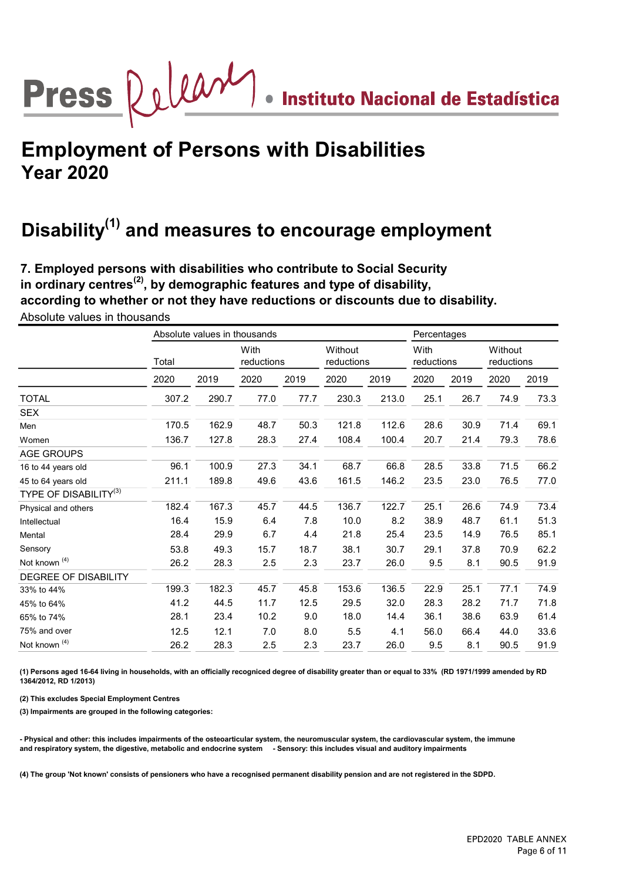# Employment of Persons with Disabilities
## Year 2020

## Disability[1] and measures to encourage employment

**7. Employed persons with disabilities who contribute to Social Security in ordinary centres[2], by demographic features and type of disability, according to whether or not they have reductions or discounts due to disability.**

Absolute values in thousands

| | Absolute values in thousands | | | | | | Percentages | | | |
|---|---|---|---|---|---|---|---|---|---|---|
| | Total | | With reductions | | Without reductions | | With reductions | | Without reductions | |
| | 2020 | 2019 | 2020 | 2019 | 2020 | 2019 | 2020 | 2019 | 2020 | 2019 |
| TOTAL | 307.2 | 290.7 | 77.0 | 77.7 | 230.3 | 213.0 | 25.1 | 26.7 | 74.9 | 73.3 |
| SEX | | | | | | | | | | |
| Men | 170.5 | 162.9 | 48.7 | 50.3 | 121.8 | 112.6 | 28.6 | 30.9 | 71.4 | 69.1 |
| Women | 136.7 | 127.8 | 28.3 | 27.4 | 108.4 | 100.4 | 20.7 | 21.4 | 79.3 | 78.6 |
| AGE GROUPS | | | | | | | | | | |
| 16 to 44 years old | 96.1 | 100.9 | 27.3 | 34.1 | 68.7 | 66.8 | 28.5 | 33.8 | 71.5 | 66.2 |
| 45 to 64 years old | 211.1 | 189.8 | 49.6 | 43.6 | 161.5 | 146.2 | 23.5 | 23.0 | 76.5 | 77.0 |
| TYPE OF DISABILITY[3] | | | | | | | | | | |
| Physical and others | 182.4 | 167.3 | 45.7 | 44.5 | 136.7 | 122.7 | 25.1 | 26.6 | 74.9 | 73.4 |
| Intellectual | 16.4 | 15.9 | 6.4 | 7.8 | 10.0 | 8.2 | 38.9 | 48.7 | 61.1 | 51.3 |
| Mental | 28.4 | 29.9 | 6.7 | 4.4 | 21.8 | 25.4 | 23.5 | 14.9 | 76.5 | 85.1 |
| Sensory | 53.8 | 49.3 | 15.7 | 18.7 | 38.1 | 30.7 | 29.1 | 37.8 | 70.9 | 62.2 |
| Not known [4] | 26.2 | 28.3 | 2.5 | 2.3 | 23.7 | 26.0 | 9.5 | 8.1 | 90.5 | 91.9 |
| DEGREE OF DISABILITY | | | | | | | | | | |
| 33% to 44% | 199.3 | 182.3 | 45.7 | 45.8 | 153.6 | 136.5 | 22.9 | 25.1 | 77.1 | 74.9 |
| 45% to 64% | 41.2 | 44.5 | 11.7 | 12.5 | 29.5 | 32.0 | 28.3 | 28.2 | 71.7 | 71.8 |
| 65% to 74% | 28.1 | 23.4 | 10.2 | 9.0 | 18.0 | 14.4 | 36.1 | 38.6 | 63.9 | 61.4 |
| 75% and over | 12.5 | 12.1 | 7.0 | 8.0 | 5.5 | 4.1 | 56.0 | 66.4 | 44.0 | 33.6 |
| Not known [4] | 26.2 | 28.3 | 2.5 | 2.3 | 23.7 | 26.0 | 9.5 | 8.1 | 90.5 | 91.9 |

**(1) Persons aged 16-64 living in households, with an officially recognised degree of disability greater than or equal to 33% (RD 1971/1999 amended by RD 1364/2012, RD 1/2013)**

**(2) This excludes Special Employment Centres**

**(3) Impairments are grouped in the following categories:**

**- Physical and other: this includes impairments of the osteoarticular system, the neuromuscular system, the cardiovascular system, the immune and respiratory system, the digestive, metabolic and endocrine system - Sensory: this includes visual and auditory impairments**

**(4) The group 'Not known' consists of pensioners who have a recognised permanent disability pension and are not registered in the SDPD.**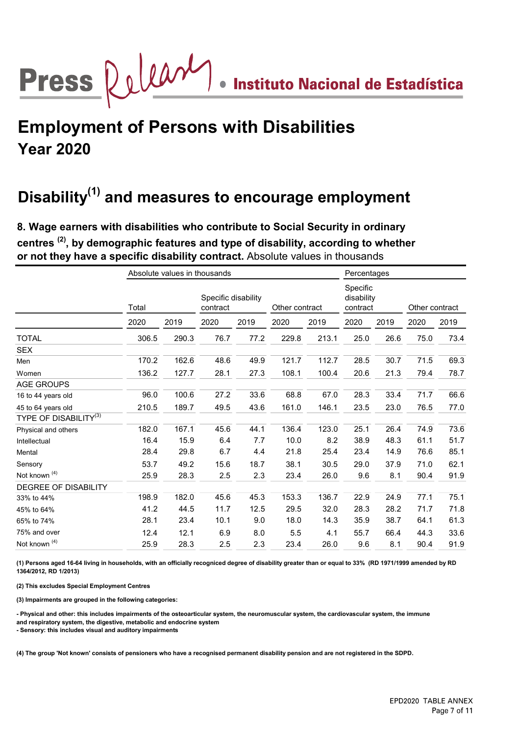# Employment of Persons with Disabilities
## Year 2020

# Disability[1] and measures to encourage employment

**8. Wage earners with disabilities who contribute to Social Security in ordinary centres [2], by demographic features and type of disability, according to whether or not they have a specific disability contract.** Absolute values in thousands

| | Absolute values in thousands | | | | | | Percentages | | | |
|---|---|---|---|---|---|---|---|---|---|---|
| | Total | | Specific disability contract | | Other contract | | Specific disability contract | | Other contract | |
| | 2020 | 2019 | 2020 | 2019 | 2020 | 2019 | 2020 | 2019 | 2020 | 2019 |
| TOTAL | 306.5 | 290.3 | 76.7 | 77.2 | 229.8 | 213.1 | 25.0 | 26.6 | 75.0 | 73.4 |
| SEX | | | | | | | | | | |
| Men | 170.2 | 162.6 | 48.6 | 49.9 | 121.7 | 112.7 | 28.5 | 30.7 | 71.5 | 69.3 |
| Women | 136.2 | 127.7 | 28.1 | 27.3 | 108.1 | 100.4 | 20.6 | 21.3 | 79.4 | 78.7 |
| AGE GROUPS | | | | | | | | | | |
| 16 to 44 years old | 96.0 | 100.6 | 27.2 | 33.6 | 68.8 | 67.0 | 28.3 | 33.4 | 71.7 | 66.6 |
| 45 to 64 years old | 210.5 | 189.7 | 49.5 | 43.6 | 161.0 | 146.1 | 23.5 | 23.0 | 76.5 | 77.0 |
| TYPE OF DISABILITY[3] | | | | | | | | | | |
| Physical and others | 182.0 | 167.1 | 45.6 | 44.1 | 136.4 | 123.0 | 25.1 | 26.4 | 74.9 | 73.6 |
| Intellectual | 16.4 | 15.9 | 6.4 | 7.7 | 10.0 | 8.2 | 38.9 | 48.3 | 61.1 | 51.7 |
| Mental | 28.4 | 29.8 | 6.7 | 4.4 | 21.8 | 25.4 | 23.4 | 14.9 | 76.6 | 85.1 |
| Sensory | 53.7 | 49.2 | 15.6 | 18.7 | 38.1 | 30.5 | 29.0 | 37.9 | 71.0 | 62.1 |
| Not known [4] | 25.9 | 28.3 | 2.5 | 2.3 | 23.4 | 26.0 | 9.6 | 8.1 | 90.4 | 91.9 |
| DEGREE OF DISABILITY | | | | | | | | | | |
| 33% to 44% | 198.9 | 182.0 | 45.6 | 45.3 | 153.3 | 136.7 | 22.9 | 24.9 | 77.1 | 75.1 |
| 45% to 64% | 41.2 | 44.5 | 11.7 | 12.5 | 29.5 | 32.0 | 28.3 | 28.2 | 71.7 | 71.8 |
| 65% to 74% | 28.1 | 23.4 | 10.1 | 9.0 | 18.0 | 14.3 | 35.9 | 38.7 | 64.1 | 61.3 |
| 75% and over | 12.4 | 12.1 | 6.9 | 8.0 | 5.5 | 4.1 | 55.7 | 66.4 | 44.3 | 33.6 |
| Not known [4] | 25.9 | 28.3 | 2.5 | 2.3 | 23.4 | 26.0 | 9.6 | 8.1 | 90.4 | 91.9 |

**(1) Persons aged 16-64 living in households, with an officially recognized degree of disability greater than or equal to 33% (RD 1971/1999 amended by RD 1364/2012, RD 1/2013)**

**(2) This excludes Special Employment Centres**

**(3) Impairments are grouped in the following categories:**

**- Physical and other: this includes impairments of the osteoarticular system, the neuromuscular system, the cardiovascular system, the immune and respiratory system, the digestive, metabolic and endocrine system**
**- Sensory: this includes visual and auditory impairments**

**(4) The group 'Not known' consists of pensioners who have a recognised permanent disability pension and are not registered in the SDPD.**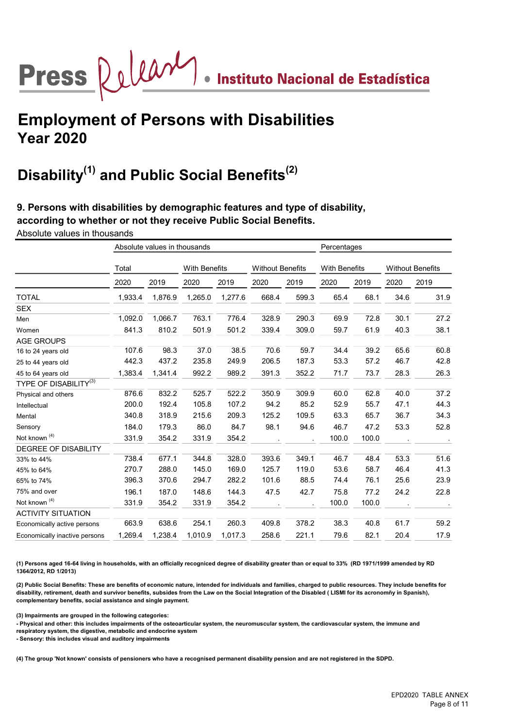# Employment of Persons with Disabilities
# Year 2020

## Disability[1] and Public Social Benefits[2]

### 9. Persons with disabilities by demographic features and type of disability, according to whether or not they receive Public Social Benefits.

Absolute values in thousands

| | Absolute values in thousands | | | | | | Percentages | | | |
|---|---|---|---|---|---|---|---|---|---|---|
| | Total | | With Benefits | | Without Benefits | | With Benefits | | Without Benefits | |
| | 2020 | 2019 | 2020 | 2019 | 2020 | 2019 | 2020 | 2019 | 2020 | 2019 |
| TOTAL | 1,933.4 | 1,876.9 | 1,265.0 | 1,277.6 | 668.4 | 599.3 | 65.4 | 68.1 | 34.6 | 31.9 |
| SEX | | | | | | | | | | |
| Men | 1,092.0 | 1,066.7 | 763.1 | 776.4 | 328.9 | 290.3 | 69.9 | 72.8 | 30.1 | 27.2 |
| Women | 841.3 | 810.2 | 501.9 | 501.2 | 339.4 | 309.0 | 59.7 | 61.9 | 40.3 | 38.1 |
| AGE GROUPS | | | | | | | | | | |
| 16 to 24 years old | 107.6 | 98.3 | 37.0 | 38.5 | 70.6 | 59.7 | 34.4 | 39.2 | 65.6 | 60.8 |
| 25 to 44 years old | 442.3 | 437.2 | 235.8 | 249.9 | 206.5 | 187.3 | 53.3 | 57.2 | 46.7 | 42.8 |
| 45 to 64 years old | 1,383.4 | 1,341.4 | 992.2 | 989.2 | 391.3 | 352.2 | 71.7 | 73.7 | 28.3 | 26.3 |
| TYPE OF DISABILITY[3] | | | | | | | | | | |
| Physical and others | 876.6 | 832.2 | 525.7 | 522.2 | 350.9 | 309.9 | 60.0 | 62.8 | 40.0 | 37.2 |
| Intellectual | 200.0 | 192.4 | 105.8 | 107.2 | 94.2 | 85.2 | 52.9 | 55.7 | 47.1 | 44.3 |
| Mental | 340.8 | 318.9 | 215.6 | 209.3 | 125.2 | 109.5 | 63.3 | 65.7 | 36.7 | 34.3 |
| Sensory | 184.0 | 179.3 | 86.0 | 84.7 | 98.1 | 94.6 | 46.7 | 47.2 | 53.3 | 52.8 |
| Not known [4] | 331.9 | 354.2 | 331.9 | 354.2 | . | . | 100.0 | 100.0 | . | . |
| DEGREE OF DISABILITY | | | | | | | | | | |
| 33% to 44% | 738.4 | 677.1 | 344.8 | 328.0 | 393.6 | 349.1 | 46.7 | 48.4 | 53.3 | 51.6 |
| 45% to 64% | 270.7 | 288.0 | 145.0 | 169.0 | 125.7 | 119.0 | 53.6 | 58.7 | 46.4 | 41.3 |
| 65% to 74% | 396.3 | 370.6 | 294.7 | 282.2 | 101.6 | 88.5 | 74.4 | 76.1 | 25.6 | 23.9 |
| 75% and over | 196.1 | 187.0 | 148.6 | 144.3 | 47.5 | 42.7 | 75.8 | 77.2 | 24.2 | 22.8 |
| Not known [4] | 331.9 | 354.2 | 331.9 | 354.2 | . | . | 100.0 | 100.0 | . | . |
| ACTIVITY SITUATION | | | | | | | | | | |
| Economically active persons | 663.9 | 638.6 | 254.1 | 260.3 | 409.8 | 378.2 | 38.3 | 40.8 | 61.7 | 59.2 |
| Economically inactive persons | 1,269.4 | 1,238.4 | 1,010.9 | 1,017.3 | 258.6 | 221.1 | 79.6 | 82.1 | 20.4 | 17.9 |

**(1) Persons aged 16-64 living in households, with an officially recogniced degree of disability greater than or equal to 33% (RD 1971/1999 amended by RD 1364/2012, RD 1/2013)**

**(2) Public Social Benefits: These are benefits of economic nature, intended for individuals and families, charged to public resources. They include benefits for disability, retirement, death and survivor benefits, subsides from the Law on the Social Integration of the Disabled ( LISMI for its acronomñy in Spanish), complementary benefits, social assistance and single payment.**

**(3) Impairments are grouped in the following categories:**
**- Physical and other: this includes impairments of the osteoarticular system, the neuromuscular system, the cardiovascular system, the immune and respiratory system, the digestive, metabolic and endocrine system**
**- Sensory: this includes visual and auditory impairments**

**(4) The group 'Not known' consists of pensioners who have a recognised permanent disability pension and are not registered in the SDPD.**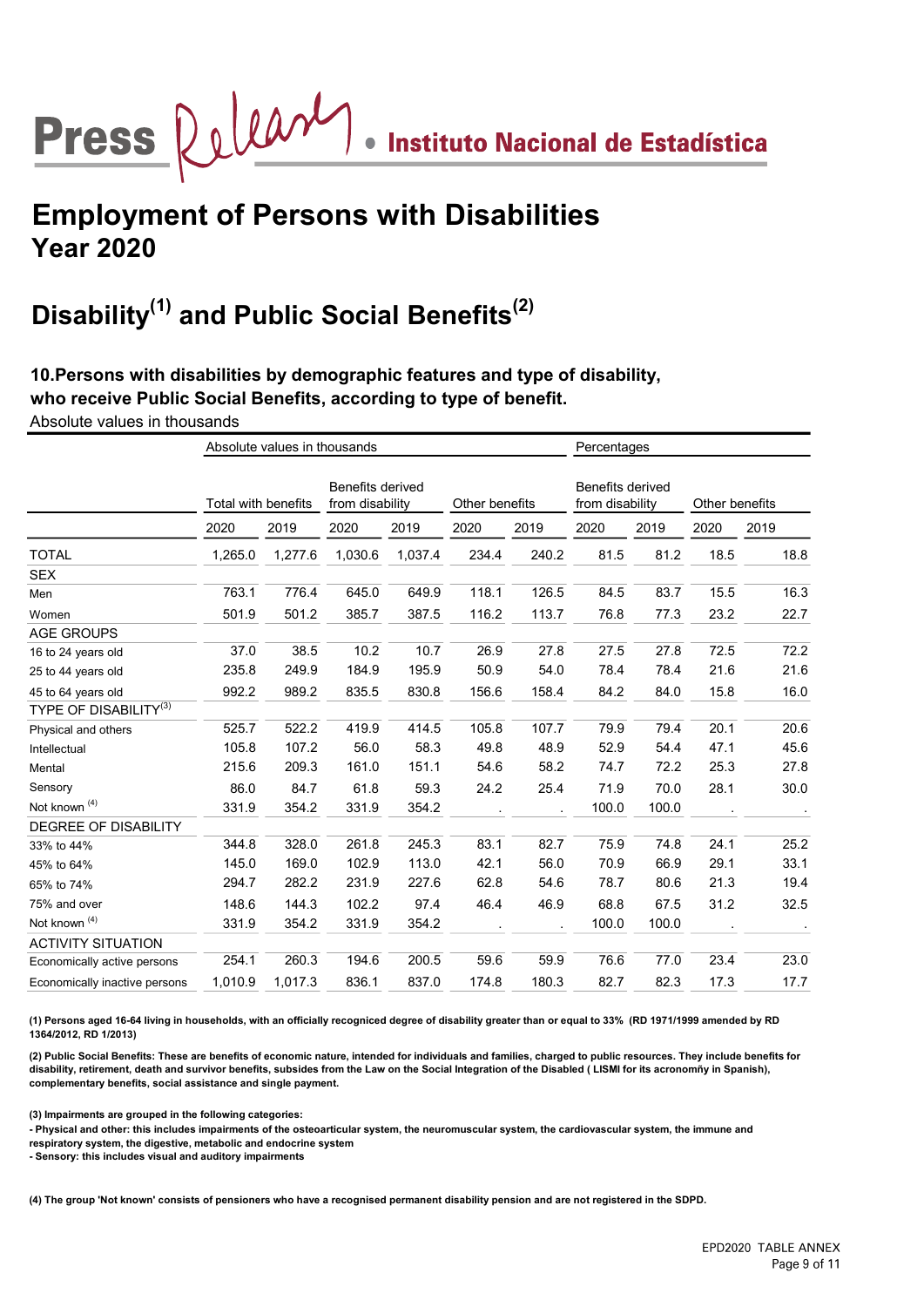# Employment of Persons with Disabilities
## Year 2020

## Disability[1] and Public Social Benefits[2]

### 10.Persons with disabilities by demographic features and type of disability, who receive Public Social Benefits, according to type of benefit.

Absolute values in thousands

| | Absolute values in thousands | | | | | | Percentages | | | |
|---|---|---|---|---|---|---|---|---|---|---|
| | Total with benefits | | Benefits derived from disability | | Other benefits | | Benefits derived from disability | | Other benefits | |
| | 2020 | 2019 | 2020 | 2019 | 2020 | 2019 | 2020 | 2019 | 2020 | 2019 |
| TOTAL | 1,265.0 | 1,277.6 | 1,030.6 | 1,037.4 | 234.4 | 240.2 | 81.5 | 81.2 | 18.5 | 18.8 |
| SEX | | | | | | | | | | |
| Men | 763.1 | 776.4 | 645.0 | 649.9 | 118.1 | 126.5 | 84.5 | 83.7 | 15.5 | 16.3 |
| Women | 501.9 | 501.2 | 385.7 | 387.5 | 116.2 | 113.7 | 76.8 | 77.3 | 23.2 | 22.7 |
| AGE GROUPS | | | | | | | | | | |
| 16 to 24 years old | 37.0 | 38.5 | 10.2 | 10.7 | 26.9 | 27.8 | 27.5 | 27.8 | 72.5 | 72.2 |
| 25 to 44 years old | 235.8 | 249.9 | 184.9 | 195.9 | 50.9 | 54.0 | 78.4 | 78.4 | 21.6 | 21.6 |
| 45 to 64 years old | 992.2 | 989.2 | 835.5 | 830.8 | 156.6 | 158.4 | 84.2 | 84.0 | 15.8 | 16.0 |
| TYPE OF DISABILITY[3] | | | | | | | | | | |
| Physical and others | 525.7 | 522.2 | 419.9 | 414.5 | 105.8 | 107.7 | 79.9 | 79.4 | 20.1 | 20.6 |
| Intellectual | 105.8 | 107.2 | 56.0 | 58.3 | 49.8 | 48.9 | 52.9 | 54.4 | 47.1 | 45.6 |
| Mental | 215.6 | 209.3 | 161.0 | 151.1 | 54.6 | 58.2 | 74.7 | 72.2 | 25.3 | 27.8 |
| Sensory | 86.0 | 84.7 | 61.8 | 59.3 | 24.2 | 25.4 | 71.9 | 70.0 | 28.1 | 30.0 |
| Not known [4] | 331.9 | 354.2 | 331.9 | 354.2 | . | . | 100.0 | 100.0 | . | . |
| DEGREE OF DISABILITY | | | | | | | | | | |
| 33% to 44% | 344.8 | 328.0 | 261.8 | 245.3 | 83.1 | 82.7 | 75.9 | 74.8 | 24.1 | 25.2 |
| 45% to 64% | 145.0 | 169.0 | 102.9 | 113.0 | 42.1 | 56.0 | 70.9 | 66.9 | 29.1 | 33.1 |
| 65% to 74% | 294.7 | 282.2 | 231.9 | 227.6 | 62.8 | 54.6 | 78.7 | 80.6 | 21.3 | 19.4 |
| 75% and over | 148.6 | 144.3 | 102.2 | 97.4 | 46.4 | 46.9 | 68.8 | 67.5 | 31.2 | 32.5 |
| Not known [4] | 331.9 | 354.2 | 331.9 | 354.2 | . | . | 100.0 | 100.0 | . | . |
| ACTIVITY SITUATION | | | | | | | | | | |
| Economically active persons | 254.1 | 260.3 | 194.6 | 200.5 | 59.6 | 59.9 | 76.6 | 77.0 | 23.4 | 23.0 |
| Economically inactive persons | 1,010.9 | 1,017.3 | 836.1 | 837.0 | 174.8 | 180.3 | 82.7 | 82.3 | 17.3 | 17.7 |

**(1) Persons aged 16-64 living in households, with an officially recogniced degree of disability greater than or equal to 33% (RD 1971/1999 amended by RD 1364/2012, RD 1/2013)**

**(2) Public Social Benefits: These are benefits of economic nature, intended for individuals and families, charged to public resources. They include benefits for disability, retirement, death and survivor benefits, subsides from the Law on the Social Integration of the Disabled ( LISMI for its acronomñy in Spanish), complementary benefits, social assistance and single payment.**

**(3) Impairments are grouped in the following categories:**
**- Physical and other: this includes impairments of the osteoarticular system, the neuromuscular system, the cardiovascular system, the immune and respiratory system, the digestive, metabolic and endocrine system**
**- Sensory: this includes visual and auditory impairments**

**(4) The group 'Not known' consists of pensioners who have a recognised permanent disability pension and are not registered in the SDPD.**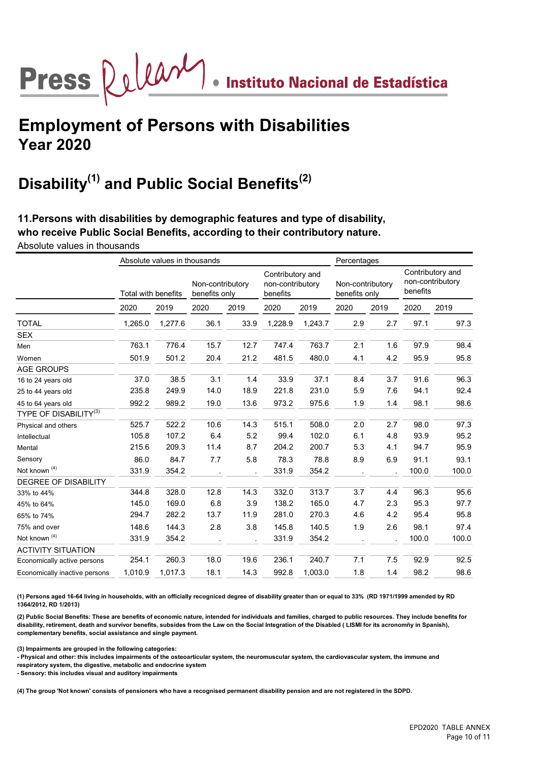# Employment of Persons with Disabilities
## Year 2020

## Disability[1] and Public Social Benefits[2]

### 11.Persons with disabilities by demographic features and type of disability, who receive Public Social Benefits, according to their contributory nature.

Absolute values in thousands

| | Absolute values in thousands | | | | | | Percentages | | | |
|---|---|---|---|---|---|---|---|---|---|---|
| | Total with benefits | | Non-contributory benefits only | | Contributory and non-contributory benefits | | Non-contributory benefits only | | Contributory and non-contributory benefits | |
| | 2020 | 2019 | 2020 | 2019 | 2020 | 2019 | 2020 | 2019 | 2020 | 2019 |
| TOTAL | 1,265.0 | 1,277.6 | 36.1 | 33.9 | 1,228.9 | 1,243.7 | 2.9 | 2.7 | 97.1 | 97.3 |
| SEX | | | | | | | | | | |
| Men | 763.1 | 776.4 | 15.7 | 12.7 | 747.4 | 763.7 | 2.1 | 1.6 | 97.9 | 98.4 |
| Women | 501.9 | 501.2 | 20.4 | 21.2 | 481.5 | 480.0 | 4.1 | 4.2 | 95.9 | 95.8 |
| AGE GROUPS | | | | | | | | | | |
| 16 to 24 years old | 37.0 | 38.5 | 3.1 | 1.4 | 33.9 | 37.1 | 8.4 | 3.7 | 91.6 | 96.3 |
| 25 to 44 years old | 235.8 | 249.9 | 14.0 | 18.9 | 221.8 | 231.0 | 5.9 | 7.6 | 94.1 | 92.4 |
| 45 to 64 years old | 992.2 | 989.2 | 19.0 | 13.6 | 973.2 | 975.6 | 1.9 | 1.4 | 98.1 | 98.6 |
| TYPE OF DISABILITY[3] | | | | | | | | | | |
| Physical and others | 525.7 | 522.2 | 10.6 | 14.3 | 515.1 | 508.0 | 2.0 | 2.7 | 98.0 | 97.3 |
| Intellectual | 105.8 | 107.2 | 6.4 | 5.2 | 99.4 | 102.0 | 6.1 | 4.8 | 93.9 | 95.2 |
| Mental | 215.6 | 209.3 | 11.4 | 8.7 | 204.2 | 200.7 | 5.3 | 4.1 | 94.7 | 95.9 |
| Sensory | 86.0 | 84.7 | 7.7 | 5.8 | 78.3 | 78.8 | 8.9 | 6.9 | 91.1 | 93.1 |
| Not known [4] | 331.9 | 354.2 | . | . | 331.9 | 354.2 | . | . | 100.0 | 100.0 |
| DEGREE OF DISABILITY | | | | | | | | | | |
| 33% to 44% | 344.8 | 328.0 | 12.8 | 14.3 | 332.0 | 313.7 | 3.7 | 4.4 | 96.3 | 95.6 |
| 45% to 64% | 145.0 | 169.0 | 6.8 | 3.9 | 138.2 | 165.0 | 4.7 | 2.3 | 95.3 | 97.7 |
| 65% to 74% | 294.7 | 282.2 | 13.7 | 11.9 | 281.0 | 270.3 | 4.6 | 4.2 | 95.4 | 95.8 |
| 75% and over | 148.6 | 144.3 | 2.8 | 3.8 | 145.8 | 140.5 | 1.9 | 2.6 | 98.1 | 97.4 |
| Not known [4] | 331.9 | 354.2 | . | . | 331.9 | 354.2 | . | . | 100.0 | 100.0 |
| ACTIVITY SITUATION | | | | | | | | | | |
| Economically active persons | 254.1 | 260.3 | 18.0 | 19.6 | 236.1 | 240.7 | 7.1 | 7.5 | 92.9 | 92.5 |
| Economically inactive persons | 1,010.9 | 1,017.3 | 18.1 | 14.3 | 992.8 | 1,003.0 | 1.8 | 1.4 | 98.2 | 98.6 |

**(1) Persons aged 16-64 living in households, with an officially recogniced degree of disability greater than or equal to 33% (RD 1971/1999 amended by RD 1364/2012, RD 1/2013)**

**(2) Public Social Benefits: These are benefits of economic nature, intended for individuals and families, charged to public resources. They include benefits for disability, retirement, death and survivor benefits, subsides from the Law on the Social Integration of the Disabled ( LISMI for its acronomñy in Spanish), complementary benefits, social assistance and single payment.**

**(3) Impairments are grouped in the following categories:**
**- Physical and other: this includes impairments of the osteoarticular system, the neuromuscular system, the cardiovascular system, the immune and respiratory system, the digestive, metabolic and endocrine system**
**- Sensory: this includes visual and auditory impairments**

**(4) The group 'Not known' consists of pensioners who have a recognised permanent disability pension and are not registered in the SDPD.**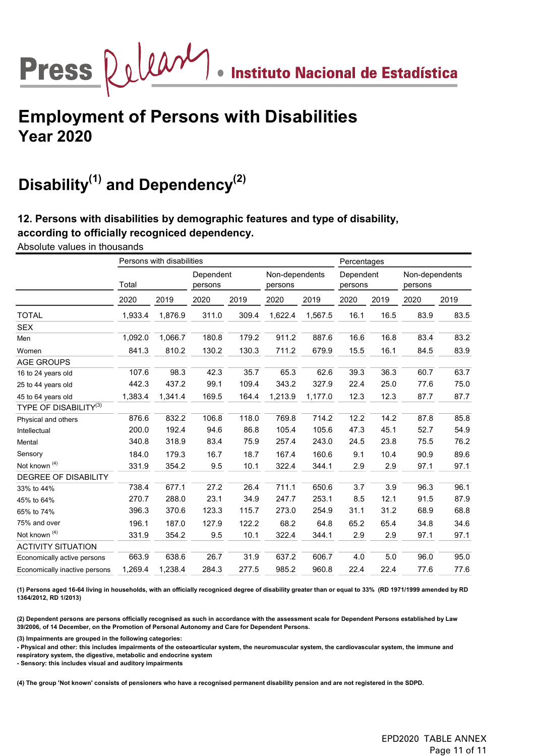# Employment of Persons with Disabilities
## Year 2020

## Disability[1] and Dependency[2]

### 12. Persons with disabilities by demographic features and type of disability, according to officially recognised dependency.

Absolute values in thousands

| | Persons with disabilities | | | | | | Percentages | | | |
|---|---|---|---|---|---|---|---|---|---|---|
| | Total | | Dependent persons | | Non-dependents persons | | Dependent persons | | Non-dependents persons | |
| | 2020 | 2019 | 2020 | 2019 | 2020 | 2019 | 2020 | 2019 | 2020 | 2019 |
| TOTAL | 1,933.4 | 1,876.9 | 311.0 | 309.4 | 1,622.4 | 1,567.5 | 16.1 | 16.5 | 83.9 | 83.5 |
| SEX | | | | | | | | | | |
| Men | 1,092.0 | 1,066.7 | 180.8 | 179.2 | 911.2 | 887.6 | 16.6 | 16.8 | 83.4 | 83.2 |
| Women | 841.3 | 810.2 | 130.2 | 130.3 | 711.2 | 679.9 | 15.5 | 16.1 | 84.5 | 83.9 |
| AGE GROUPS | | | | | | | | | | |
| 16 to 24 years old | 107.6 | 98.3 | 42.3 | 35.7 | 65.3 | 62.6 | 39.3 | 36.3 | 60.7 | 63.7 |
| 25 to 44 years old | 442.3 | 437.2 | 99.1 | 109.4 | 343.2 | 327.9 | 22.4 | 25.0 | 77.6 | 75.0 |
| 45 to 64 years old | 1,383.4 | 1,341.4 | 169.5 | 164.4 | 1,213.9 | 1,177.0 | 12.3 | 12.3 | 87.7 | 87.7 |
| TYPE OF DISABILITY[3] | | | | | | | | | | |
| Physical and others | 876.6 | 832.2 | 106.8 | 118.0 | 769.8 | 714.2 | 12.2 | 14.2 | 87.8 | 85.8 |
| Intellectual | 200.0 | 192.4 | 94.6 | 86.8 | 105.4 | 105.6 | 47.3 | 45.1 | 52.7 | 54.9 |
| Mental | 340.8 | 318.9 | 83.4 | 75.9 | 257.4 | 243.0 | 24.5 | 23.8 | 75.5 | 76.2 |
| Sensory | 184.0 | 179.3 | 16.7 | 18.7 | 167.4 | 160.6 | 9.1 | 10.4 | 90.9 | 89.6 |
| Not known [4] | 331.9 | 354.2 | 9.5 | 10.1 | 322.4 | 344.1 | 2.9 | 2.9 | 97.1 | 97.1 |
| DEGREE OF DISABILITY | | | | | | | | | | |
| 33% to 44% | 738.4 | 677.1 | 27.2 | 26.4 | 711.1 | 650.6 | 3.7 | 3.9 | 96.3 | 96.1 |
| 45% to 64% | 270.7 | 288.0 | 23.1 | 34.9 | 247.7 | 253.1 | 8.5 | 12.1 | 91.5 | 87.9 |
| 65% to 74% | 396.3 | 370.6 | 123.3 | 115.7 | 273.0 | 254.9 | 31.1 | 31.2 | 68.9 | 68.8 |
| 75% and over | 196.1 | 187.0 | 127.9 | 122.2 | 68.2 | 64.8 | 65.2 | 65.4 | 34.8 | 34.6 |
| Not known [4] | 331.9 | 354.2 | 9.5 | 10.1 | 322.4 | 344.1 | 2.9 | 2.9 | 97.1 | 97.1 |
| ACTIVITY SITUATION | | | | | | | | | | |
| Economically active persons | 663.9 | 638.6 | 26.7 | 31.9 | 637.2 | 606.7 | 4.0 | 5.0 | 96.0 | 95.0 |
| Economically inactive persons | 1,269.4 | 1,238.4 | 284.3 | 277.5 | 985.2 | 960.8 | 22.4 | 22.4 | 77.6 | 77.6 |

**(1) Persons aged 16-64 living in households, with an officially recognized degree of disability greater than or equal to 33% (RD 1971/1999 amended by RD 1364/2012, RD 1/2013)**

**(2) Dependent persons are persons officially recognised as such in accordance with the assessment scale for Dependent Persons established by Law 39/2006, of 14 December, on the Promotion of Personal Autonomy and Care for Dependent Persons.**

**(3) Impairments are grouped in the following categories:**
**- Physical and other: this includes impairments of the osteoarticular system, the neuromuscular system, the cardiovascular system, the immune and respiratory system, the digestive, metabolic and endocrine system**
**- Sensory: this includes visual and auditory impairments**

**(4) The group 'Not known' consists of pensioners who have a recognised permanent disability pension and are not registered in the SDPD.**

EPD2020 TABLE ANNEX